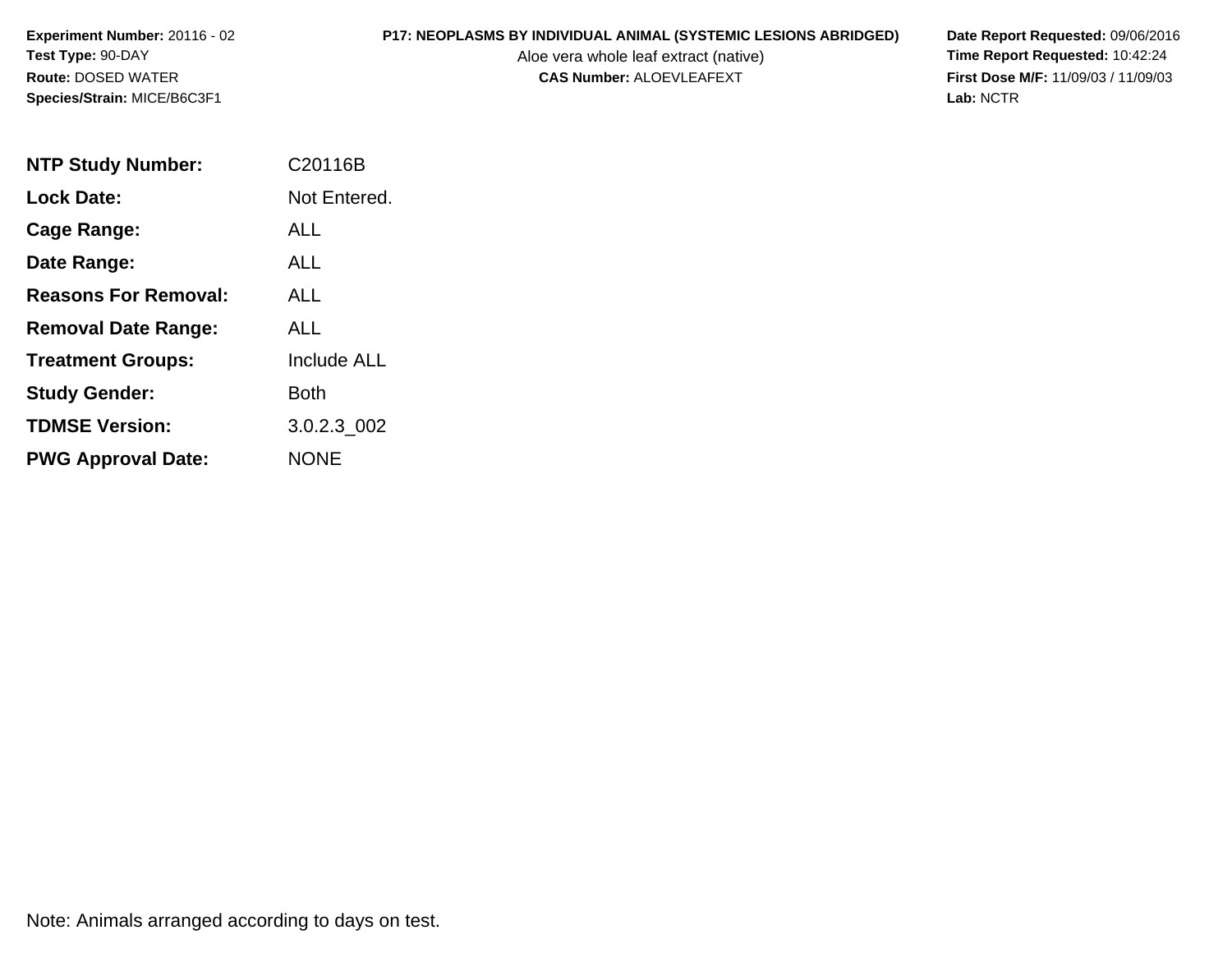**Experiment Number:** 20116 - 02
**Test Type:** 90-DAY
**Route:** DOSED WATER
**Species/Strain:** MICE/B6C3F1

**P17: NEOPLASMS BY INDIVIDUAL ANIMAL (SYSTEMIC LESIONS ABRIDGED)**
Aloe vera whole leaf extract (native)
**CAS Number:** ALOEVLEAFEXT

**Date Report Requested:** 09/06/2016
**Time Report Requested:** 10:42:24
**First Dose M/F:** 11/09/03 / 11/09/03
**Lab:** NCTR

| | |
|---|---|
| **NTP Study Number:** | C20116B |
| **Lock Date:** | Not Entered. |
| **Cage Range:** | ALL |
| **Date Range:** | ALL |
| **Reasons For Removal:** | ALL |
| **Removal Date Range:** | ALL |
| **Treatment Groups:** | Include ALL |
| **Study Gender:** | Both |
| **TDMSE Version:** | 3.0.2.3_002 |
| **PWG Approval Date:** | NONE |

Note: Animals arranged according to days on test.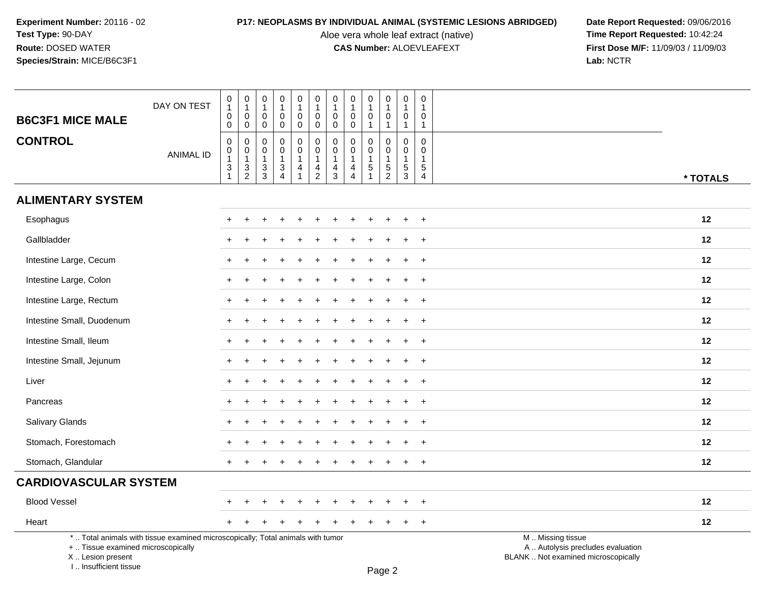**Experiment Number:** 20116 - 02
**Test Type:** 90-DAY
**Route:** DOSED WATER
**Species/Strain:** MICE/B6C3F1

**P17: NEOPLASMS BY INDIVIDUAL ANIMAL (SYSTEMIC LESIONS ABRIDGED)**
Aloe vera whole leaf extract (native)
**CAS Number:** ALOEVLEAFEXT

**Date Report Requested:** 09/06/2016
**Time Report Requested:** 10:42:24
**First Dose M/F:** 11/09/03 / 11/09/03
**Lab:** NCTR

## B6C3F1 MICE MALE CONTROL

| DAY ON TEST | 0100 | 0100 | 0100 | 0100 | 0100 | 0100 | 0100 | 0100 | 0101 | 0101 | 0101 | 0101 | |
|---|---|---|---|---|---|---|---|---|---|---|---|---|---|
| **ANIMAL ID** | 00131 | 00132 | 00133 | 00134 | 00141 | 00142 | 00143 | 00144 | 00151 | 00152 | 00153 | 00154 | *** TOTALS** |
| **ALIMENTARY SYSTEM** | | | | | | | | | | | | | |
| Esophagus | + | + | + | + | + | + | + | + | + | + | + | + | 12 |
| Gallbladder | + | + | + | + | + | + | + | + | + | + | + | + | 12 |
| Intestine Large, Cecum | + | + | + | + | + | + | + | + | + | + | + | + | 12 |
| Intestine Large, Colon | + | + | + | + | + | + | + | + | + | + | + | + | 12 |
| Intestine Large, Rectum | + | + | + | + | + | + | + | + | + | + | + | + | 12 |
| Intestine Small, Duodenum | + | + | + | + | + | + | + | + | + | + | + | + | 12 |
| Intestine Small, Ileum | + | + | + | + | + | + | + | + | + | + | + | + | 12 |
| Intestine Small, Jejunum | + | + | + | + | + | + | + | + | + | + | + | + | 12 |
| Liver | + | + | + | + | + | + | + | + | + | + | + | + | 12 |
| Pancreas | + | + | + | + | + | + | + | + | + | + | + | + | 12 |
| Salivary Glands | + | + | + | + | + | + | + | + | + | + | + | + | 12 |
| Stomach, Forestomach | + | + | + | + | + | + | + | + | + | + | + | + | 12 |
| Stomach, Glandular | + | + | + | + | + | + | + | + | + | + | + | + | 12 |
| **CARDIOVASCULAR SYSTEM** | | | | | | | | | | | | | |
| Blood Vessel | + | + | + | + | + | + | + | + | + | + | + | + | 12 |
| Heart | + | + | + | + | + | + | + | + | + | + | + | + | 12 |

\* .. Total animals with tissue examined microscopically; Total animals with tumor
\+ .. Tissue examined microscopically
X .. Lesion present
I .. Insufficient tissue

M .. Missing tissue
A .. Autolysis precludes evaluation
BLANK .. Not examined microscopically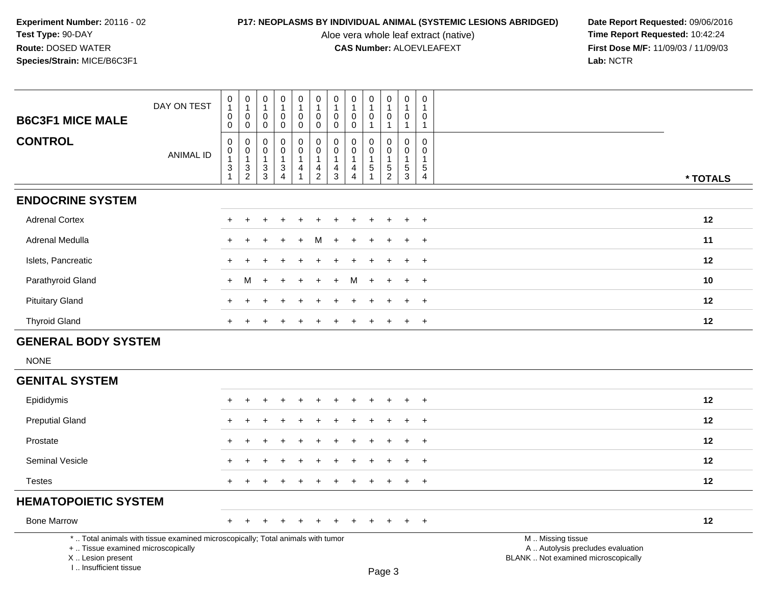**Experiment Number:** 20116 - 02
**Test Type:** 90-DAY
**Route:** DOSED WATER
**Species/Strain:** MICE/B6C3F1

**P17: NEOPLASMS BY INDIVIDUAL ANIMAL (SYSTEMIC LESIONS ABRIDGED)**
Aloe vera whole leaf extract (native)
**CAS Number:** ALOEVLEAFEXT

**Date Report Requested:** 09/06/2016
**Time Report Requested:** 10:42:24
**First Dose M/F:** 11/09/03 / 11/09/03
**Lab:** NCTR

## B6C3F1 MICE MALE

## CONTROL

| | | | | | | | | | | | | | |
|---|---|---|---|---|---|---|---|---|---|---|---|---|---|
| DAY ON TEST | 0100 | 0100 | 0100 | 0100 | 0100 | 0100 | 0100 | 0100 | 0101 | 0101 | 0101 | 0101 | |
| ANIMAL ID | 00131 | 00132 | 00133 | 00134 | 00141 | 00142 | 00143 | 00144 | 00151 | 00152 | 00153 | 00154 | * TOTALS |
| **ENDOCRINE SYSTEM** | | | | | | | | | | | | | |
| Adrenal Cortex | + | + | + | + | + | + | + | + | + | + | + | + | 12 |
| Adrenal Medulla | + | + | + | + | + | M | + | + | + | + | + | + | 11 |
| Islets, Pancreatic | + | + | + | + | + | + | + | + | + | + | + | + | 12 |
| Parathyroid Gland | + | M | + | + | + | + | + | M | + | + | + | + | 10 |
| Pituitary Gland | + | + | + | + | + | + | + | + | + | + | + | + | 12 |
| Thyroid Gland | + | + | + | + | + | + | + | + | + | + | + | + | 12 |
| **GENERAL BODY SYSTEM** | | | | | | | | | | | | | |
| NONE | | | | | | | | | | | | | |
| **GENITAL SYSTEM** | | | | | | | | | | | | | |
| Epididymis | + | + | + | + | + | + | + | + | + | + | + | + | 12 |
| Preputial Gland | + | + | + | + | + | + | + | + | + | + | + | + | 12 |
| Prostate | + | + | + | + | + | + | + | + | + | + | + | + | 12 |
| Seminal Vesicle | + | + | + | + | + | + | + | + | + | + | + | + | 12 |
| Testes | + | + | + | + | + | + | + | + | + | + | + | + | 12 |
| **HEMATOPOIETIC SYSTEM** | | | | | | | | | | | | | |
| Bone Marrow | + | + | + | + | + | + | + | + | + | + | + | + | 12 |

* .. Total animals with tissue examined microscopically; Total animals with tumor
+ .. Tissue examined microscopically
X .. Lesion present
I .. Insufficient tissue

M .. Missing tissue
A .. Autolysis precludes evaluation
BLANK .. Not examined microscopically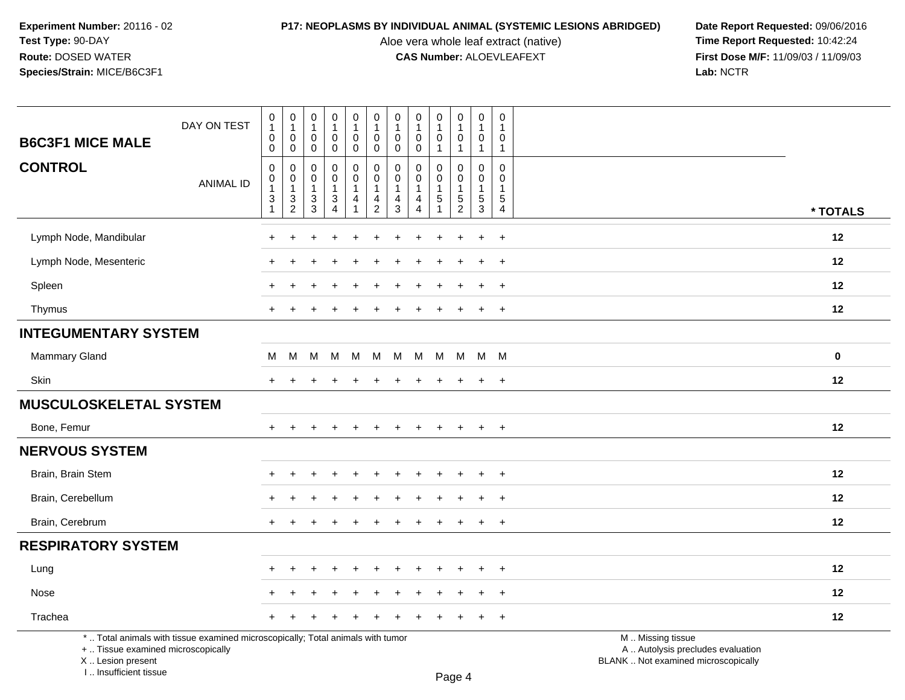**Experiment Number:** 20116 - 02
**Test Type:** 90-DAY
**Route:** DOSED WATER
**Species/Strain:** MICE/B6C3F1

**P17: NEOPLASMS BY INDIVIDUAL ANIMAL (SYSTEMIC LESIONS ABRIDGED)**
Aloe vera whole leaf extract (native)
**CAS Number:** ALOEVLEAFEXT

**Date Report Requested:** 09/06/2016
**Time Report Requested:** 10:42:24
**First Dose M/F:** 11/09/03 / 11/09/03
**Lab:** NCTR

| B6C3F1 MICE MALE — DAY ON TEST | 0100 | 0100 | 0100 | 0100 | 0100 | 0100 | 0100 | 0100 | 0101 | 0101 | 0101 | 0101 | |
|---|---|---|---|---|---|---|---|---|---|---|---|---|---|
| **CONTROL** — ANIMAL ID | 00131 | 00132 | 00133 | 00134 | 00141 | 00142 | 00143 | 00144 | 00151 | 00152 | 00153 | 00154 | *** TOTALS** |
| Lymph Node, Mandibular | + | + | + | + | + | + | + | + | + | + | + | + | **12** |
| Lymph Node, Mesenteric | + | + | + | + | + | + | + | + | + | + | + | + | **12** |
| Spleen | + | + | + | + | + | + | + | + | + | + | + | + | **12** |
| Thymus | + | + | + | + | + | + | + | + | + | + | + | + | **12** |
| **INTEGUMENTARY SYSTEM** | | | | | | | | | | | | | |
| Mammary Gland | M | M | M | M | M | M | M | M | M | M | M | M | **0** |
| Skin | + | + | + | + | + | + | + | + | + | + | + | + | **12** |
| **MUSCULOSKELETAL SYSTEM** | | | | | | | | | | | | | |
| Bone, Femur | + | + | + | + | + | + | + | + | + | + | + | + | **12** |
| **NERVOUS SYSTEM** | | | | | | | | | | | | | |
| Brain, Brain Stem | + | + | + | + | + | + | + | + | + | + | + | + | **12** |
| Brain, Cerebellum | + | + | + | + | + | + | + | + | + | + | + | + | **12** |
| Brain, Cerebrum | + | + | + | + | + | + | + | + | + | + | + | + | **12** |
| **RESPIRATORY SYSTEM** | | | | | | | | | | | | | |
| Lung | + | + | + | + | + | + | + | + | + | + | + | + | **12** |
| Nose | + | + | + | + | + | + | + | + | + | + | + | + | **12** |
| Trachea | + | + | + | + | + | + | + | + | + | + | + | + | **12** |

* .. Total animals with tissue examined microscopically; Total animals with tumor
+ .. Tissue examined microscopically
X .. Lesion present
I .. Insufficient tissue

M .. Missing tissue
A .. Autolysis precludes evaluation
BLANK .. Not examined microscopically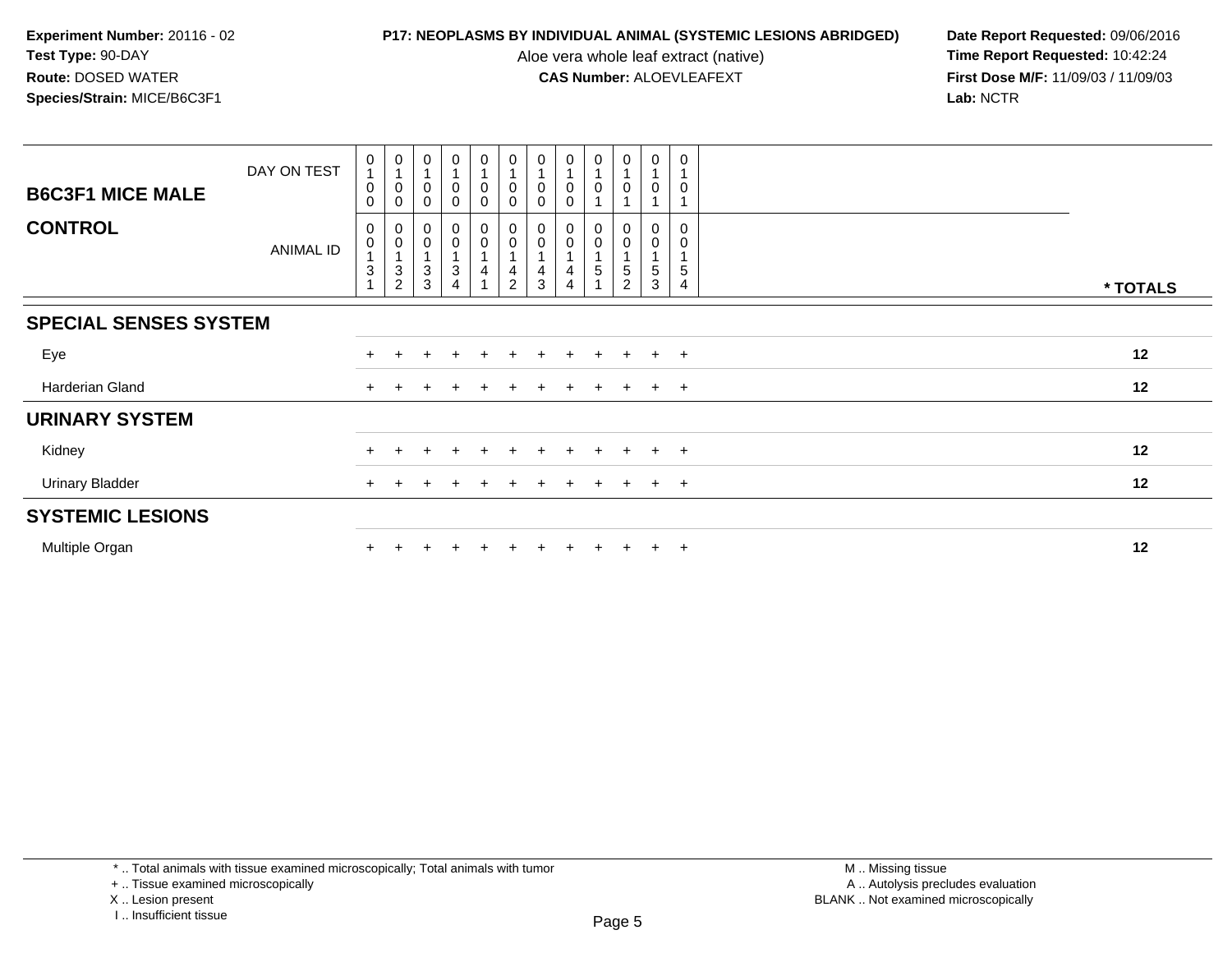**Experiment Number:** 20116 - 02
**Test Type:** 90-DAY
**Route:** DOSED WATER
**Species/Strain:** MICE/B6C3F1

**P17: NEOPLASMS BY INDIVIDUAL ANIMAL (SYSTEMIC LESIONS ABRIDGED)**
Aloe vera whole leaf extract (native)
**CAS Number:** ALOEVLEAFEXT

**Date Report Requested:** 09/06/2016
**Time Report Requested:** 10:42:24
**First Dose M/F:** 11/09/03 / 11/09/03
**Lab:** NCTR

## B6C3F1 MICE MALE

## CONTROL

| DAY ON TEST | 0100 | 0100 | 0100 | 0100 | 0100 | 0100 | 0100 | 0100 | 0101 | 0101 | 0101 | 0101 | |
|---|---|---|---|---|---|---|---|---|---|---|---|---|---|
| ANIMAL ID | 00131 | 00132 | 00133 | 00134 | 00141 | 00142 | 00143 | 00144 | 00151 | 00152 | 00153 | 00154 | * TOTALS |
| **SPECIAL SENSES SYSTEM** | | | | | | | | | | | | | |
| Eye | + | + | + | + | + | + | + | + | + | + | + | + | 12 |
| Harderian Gland | + | + | + | + | + | + | + | + | + | + | + | + | 12 |
| **URINARY SYSTEM** | | | | | | | | | | | | | |
| Kidney | + | + | + | + | + | + | + | + | + | + | + | + | 12 |
| Urinary Bladder | + | + | + | + | + | + | + | + | + | + | + | + | 12 |
| **SYSTEMIC LESIONS** | | | | | | | | | | | | | |
| Multiple Organ | + | + | + | + | + | + | + | + | + | + | + | + | 12 |

* .. Total animals with tissue examined microscopically; Total animals with tumor
+ .. Tissue examined microscopically
X .. Lesion present
I .. Insufficient tissue

M .. Missing tissue
A .. Autolysis precludes evaluation
BLANK .. Not examined microscopically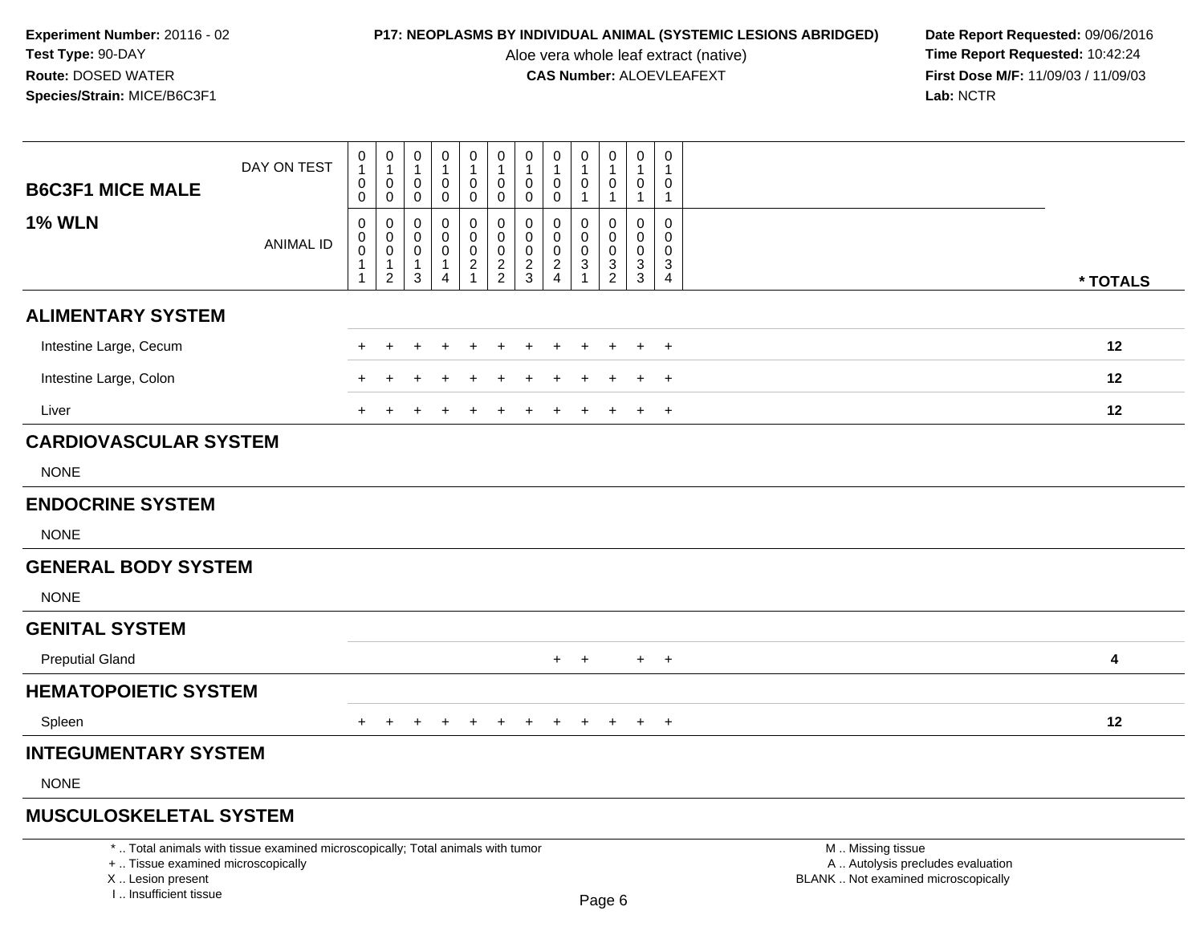**Experiment Number:** 20116 - 02
**Test Type:** 90-DAY
**Route:** DOSED WATER
**Species/Strain:** MICE/B6C3F1

**P17: NEOPLASMS BY INDIVIDUAL ANIMAL (SYSTEMIC LESIONS ABRIDGED)**
Aloe vera whole leaf extract (native)
**CAS Number:** ALOEVLEAFEXT

**Date Report Requested:** 09/06/2016
**Time Report Requested:** 10:42:24
**First Dose M/F:** 11/09/03 / 11/09/03
**Lab:** NCTR

| B6C3F1 MICE MALE — DAY ON TEST | 0100 | 0100 | 0100 | 0100 | 0100 | 0100 | 0100 | 0100 | 0101 | 0101 | 0101 | 0101 | |
|---|---|---|---|---|---|---|---|---|---|---|---|---|---|
| **1% WLN** — ANIMAL ID | 00011 | 00012 | 00013 | 00014 | 00021 | 00022 | 00023 | 00024 | 00031 | 00032 | 00033 | 00034 | * TOTALS |
| **ALIMENTARY SYSTEM** | | | | | | | | | | | | | |
| Intestine Large, Cecum | + | + | + | + | + | + | + | + | + | + | + | + | 12 |
| Intestine Large, Colon | + | + | + | + | + | + | + | + | + | + | + | + | 12 |
| Liver | + | + | + | + | + | + | + | + | + | + | + | + | 12 |
| **CARDIOVASCULAR SYSTEM** | | | | | | | | | | | | | |
| NONE | | | | | | | | | | | | | |
| **ENDOCRINE SYSTEM** | | | | | | | | | | | | | |
| NONE | | | | | | | | | | | | | |
| **GENERAL BODY SYSTEM** | | | | | | | | | | | | | |
| NONE | | | | | | | | | | | | | |
| **GENITAL SYSTEM** | | | | | | | | | | | | | |
| Preputial Gland | | | | | | | | + | + | | + | + | 4 |
| **HEMATOPOIETIC SYSTEM** | | | | | | | | | | | | | |
| Spleen | + | + | + | + | + | + | + | + | + | + | + | + | 12 |
| **INTEGUMENTARY SYSTEM** | | | | | | | | | | | | | |
| NONE | | | | | | | | | | | | | |
| **MUSCULOSKELETAL SYSTEM** | | | | | | | | | | | | | |

\* .. Total animals with tissue examined microscopically; Total animals with tumor
\+ .. Tissue examined microscopically
X .. Lesion present
I .. Insufficient tissue

M .. Missing tissue
A .. Autolysis precludes evaluation
BLANK .. Not examined microscopically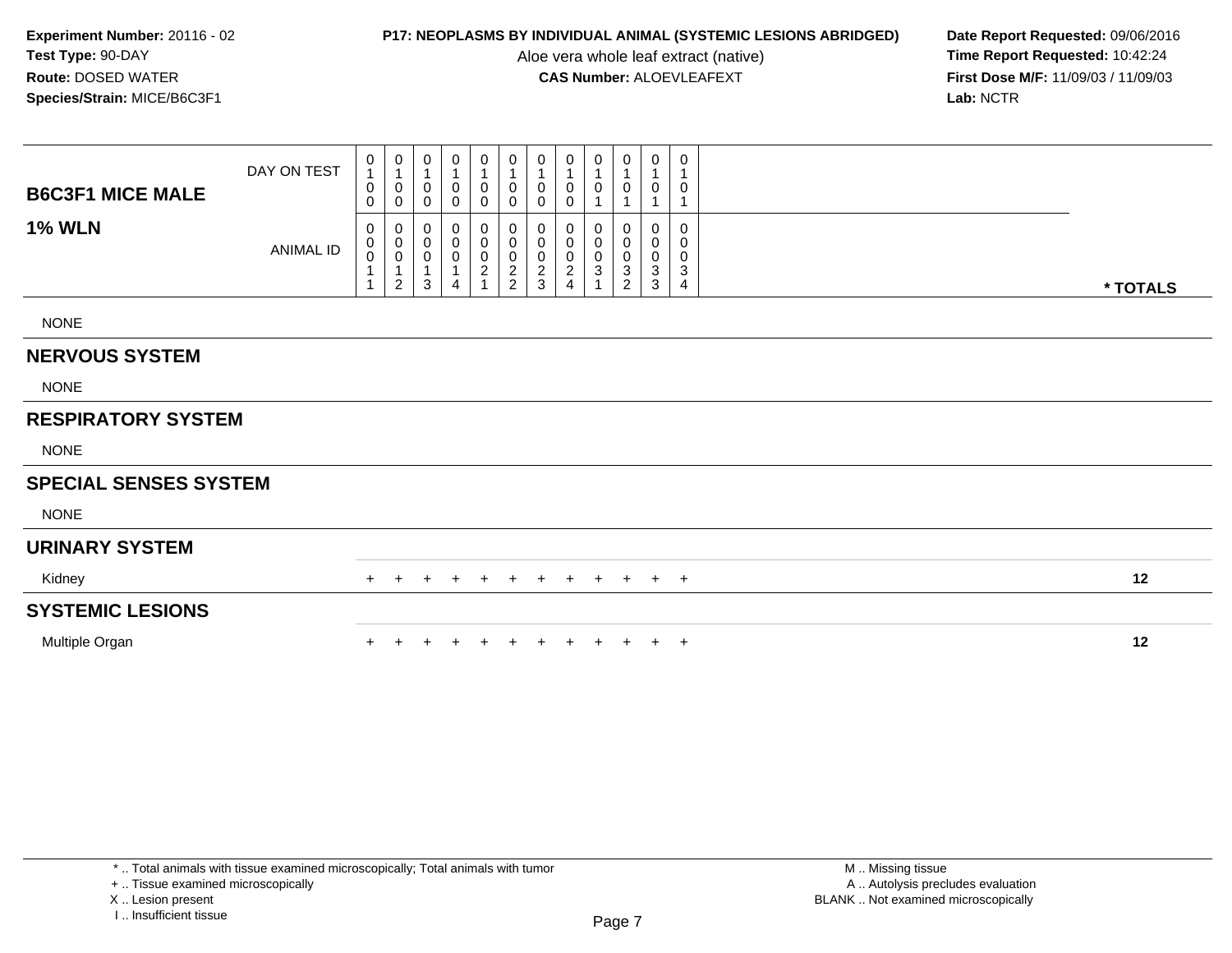**Experiment Number:** 20116 - 02
**Test Type:** 90-DAY
**Route:** DOSED WATER
**Species/Strain:** MICE/B6C3F1

**P17: NEOPLASMS BY INDIVIDUAL ANIMAL (SYSTEMIC LESIONS ABRIDGED)**
Aloe vera whole leaf extract (native)
**CAS Number:** ALOEVLEAFEXT

**Date Report Requested:** 09/06/2016
**Time Report Requested:** 10:42:24
**First Dose M/F:** 11/09/03 / 11/09/03
**Lab:** NCTR

| **B6C3F1 MICE MALE** DAY ON TEST | 0100 | 0100 | 0100 | 0100 | 0100 | 0100 | 0100 | 0100 | 0101 | 0101 | 0101 | 0101 | |
|---|---|---|---|---|---|---|---|---|---|---|---|---|---|
| **1% WLN** ANIMAL ID | 00011 | 00012 | 00013 | 00014 | 00021 | 00022 | 00023 | 00024 | 00031 | 00032 | 00033 | 00034 | *** TOTALS** |
| NONE | | | | | | | | | | | | | |
| **NERVOUS SYSTEM** | | | | | | | | | | | | | |
| NONE | | | | | | | | | | | | | |
| **RESPIRATORY SYSTEM** | | | | | | | | | | | | | |
| NONE | | | | | | | | | | | | | |
| **SPECIAL SENSES SYSTEM** | | | | | | | | | | | | | |
| NONE | | | | | | | | | | | | | |
| **URINARY SYSTEM** | | | | | | | | | | | | | |
| Kidney | + | + | + | + | + | + | + | + | + | + | + | + | **12** |
| **SYSTEMIC LESIONS** | | | | | | | | | | | | | |
| Multiple Organ | + | + | + | + | + | + | + | + | + | + | + | + | **12** |

* .. Total animals with tissue examined microscopically; Total animals with tumor
+ .. Tissue examined microscopically
X .. Lesion present
I .. Insufficient tissue

M .. Missing tissue
A .. Autolysis precludes evaluation
BLANK .. Not examined microscopically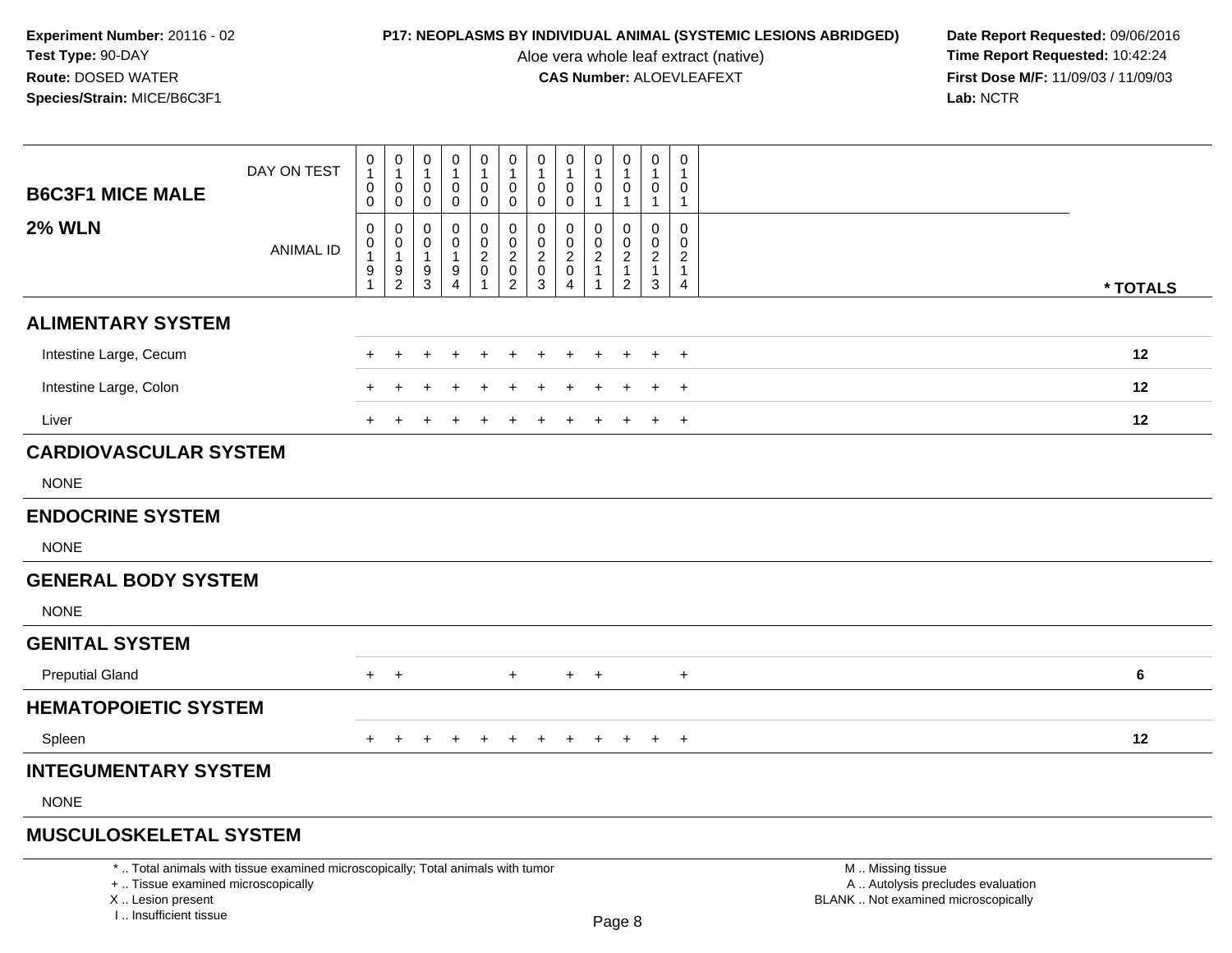**Experiment Number:** 20116 - 02
**Test Type:** 90-DAY
**Route:** DOSED WATER
**Species/Strain:** MICE/B6C3F1

**P17: NEOPLASMS BY INDIVIDUAL ANIMAL (SYSTEMIC LESIONS ABRIDGED)**
Aloe vera whole leaf extract (native)
**CAS Number:** ALOEVLEAFEXT

**Date Report Requested:** 09/06/2016
**Time Report Requested:** 10:42:24
**First Dose M/F:** 11/09/03 / 11/09/03
**Lab:** NCTR

| B6C3F1 MICE MALE / 2% WLN | | | | | | | | | | | | | |
|---|---|---|---|---|---|---|---|---|---|---|---|---|---|
| DAY ON TEST | 0100 | 0100 | 0100 | 0100 | 0100 | 0100 | 0100 | 0100 | 0101 | 0101 | 0101 | 0101 | |
| ANIMAL ID | 00191 | 00192 | 00193 | 00194 | 00201 | 00202 | 00203 | 00204 | 00211 | 00212 | 00213 | 00214 | * TOTALS |
| **ALIMENTARY SYSTEM** | | | | | | | | | | | | | |
| Intestine Large, Cecum | + | + | + | + | + | + | + | + | + | + | + | + | 12 |
| Intestine Large, Colon | + | + | + | + | + | + | + | + | + | + | + | + | 12 |
| Liver | + | + | + | + | + | + | + | + | + | + | + | + | 12 |
| **CARDIOVASCULAR SYSTEM** | | | | | | | | | | | | | |
| NONE | | | | | | | | | | | | | |
| **ENDOCRINE SYSTEM** | | | | | | | | | | | | | |
| NONE | | | | | | | | | | | | | |
| **GENERAL BODY SYSTEM** | | | | | | | | | | | | | |
| NONE | | | | | | | | | | | | | |
| **GENITAL SYSTEM** | | | | | | | | | | | | | |
| Preputial Gland | + | + | | | | + | | + | + | | | + | 6 |
| **HEMATOPOIETIC SYSTEM** | | | | | | | | | | | | | |
| Spleen | + | + | + | + | + | + | + | + | + | + | + | + | 12 |
| **INTEGUMENTARY SYSTEM** | | | | | | | | | | | | | |
| NONE | | | | | | | | | | | | | |
| **MUSCULOSKELETAL SYSTEM** | | | | | | | | | | | | | |

\* .. Total animals with tissue examined microscopically; Total animals with tumor
\+ .. Tissue examined microscopically
X .. Lesion present
I .. Insufficient tissue

M .. Missing tissue
A .. Autolysis precludes evaluation
BLANK .. Not examined microscopically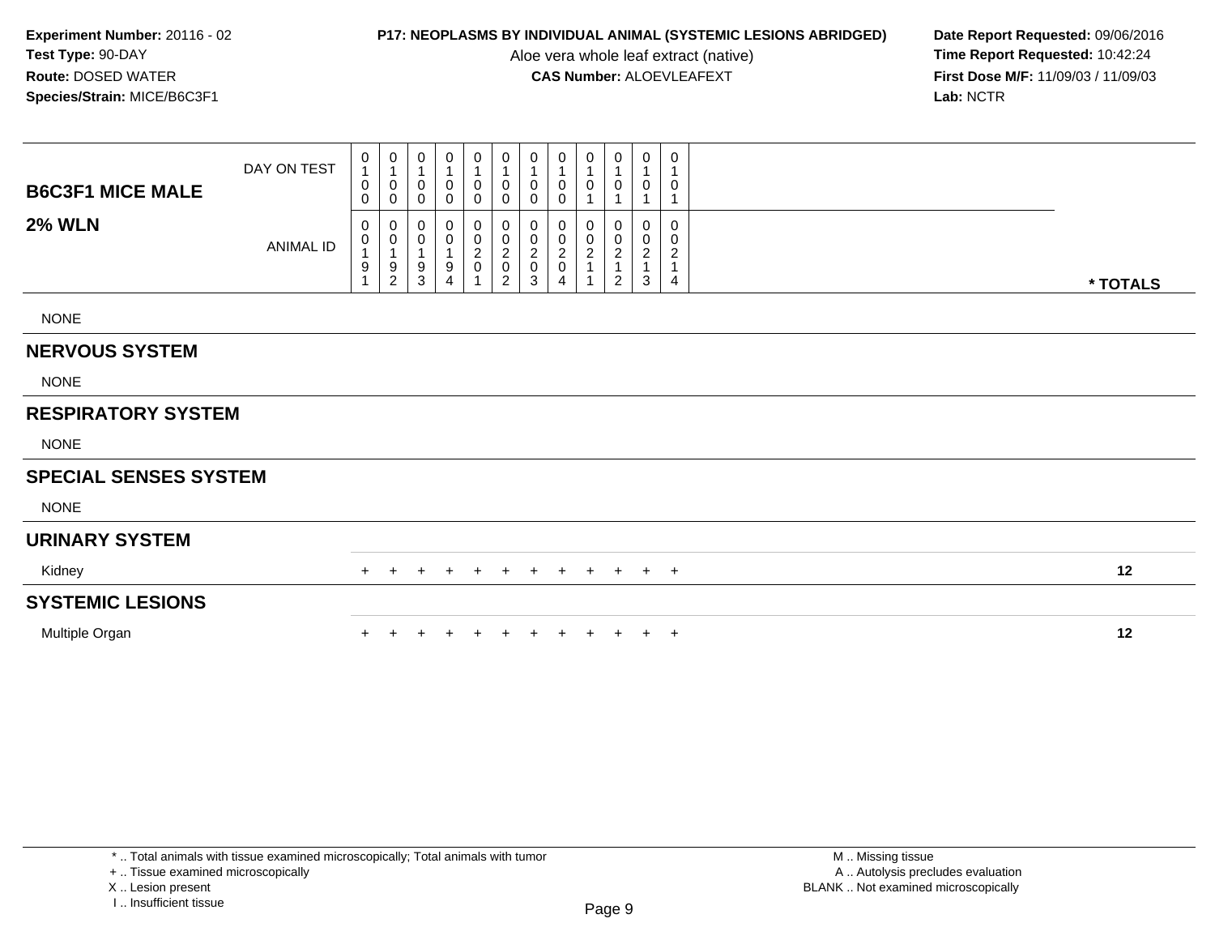**Experiment Number:** 20116 - 02
**Test Type:** 90-DAY
**Route:** DOSED WATER
**Species/Strain:** MICE/B6C3F1

**P17: NEOPLASMS BY INDIVIDUAL ANIMAL (SYSTEMIC LESIONS ABRIDGED)**
Aloe vera whole leaf extract (native)
**CAS Number:** ALOEVLEAFEXT

**Date Report Requested:** 09/06/2016
**Time Report Requested:** 10:42:24
**First Dose M/F:** 11/09/03 / 11/09/03
**Lab:** NCTR

| B6C3F1 MICE MALE / 2% WLN | | | | | | | | | | | | | |
|---|---|---|---|---|---|---|---|---|---|---|---|---|---|
| DAY ON TEST | 0100 | 0100 | 0100 | 0100 | 0100 | 0100 | 0100 | 0100 | 0101 | 0101 | 0101 | 0101 | |
| ANIMAL ID | 00191 | 00192 | 00193 | 00194 | 00201 | 00202 | 00203 | 00204 | 00211 | 00212 | 00213 | 00214 | * TOTALS |
| NONE | | | | | | | | | | | | | |
| **NERVOUS SYSTEM** | | | | | | | | | | | | | |
| NONE | | | | | | | | | | | | | |
| **RESPIRATORY SYSTEM** | | | | | | | | | | | | | |
| NONE | | | | | | | | | | | | | |
| **SPECIAL SENSES SYSTEM** | | | | | | | | | | | | | |
| NONE | | | | | | | | | | | | | |
| **URINARY SYSTEM** | | | | | | | | | | | | | |
| Kidney | + | + | + | + | + | + | + | + | + | + | + | + | 12 |
| **SYSTEMIC LESIONS** | | | | | | | | | | | | | |
| Multiple Organ | + | + | + | + | + | + | + | + | + | + | + | + | 12 |

* .. Total animals with tissue examined microscopically; Total animals with tumor
+ .. Tissue examined microscopically
X .. Lesion present
I .. Insufficient tissue

M .. Missing tissue
A .. Autolysis precludes evaluation
BLANK .. Not examined microscopically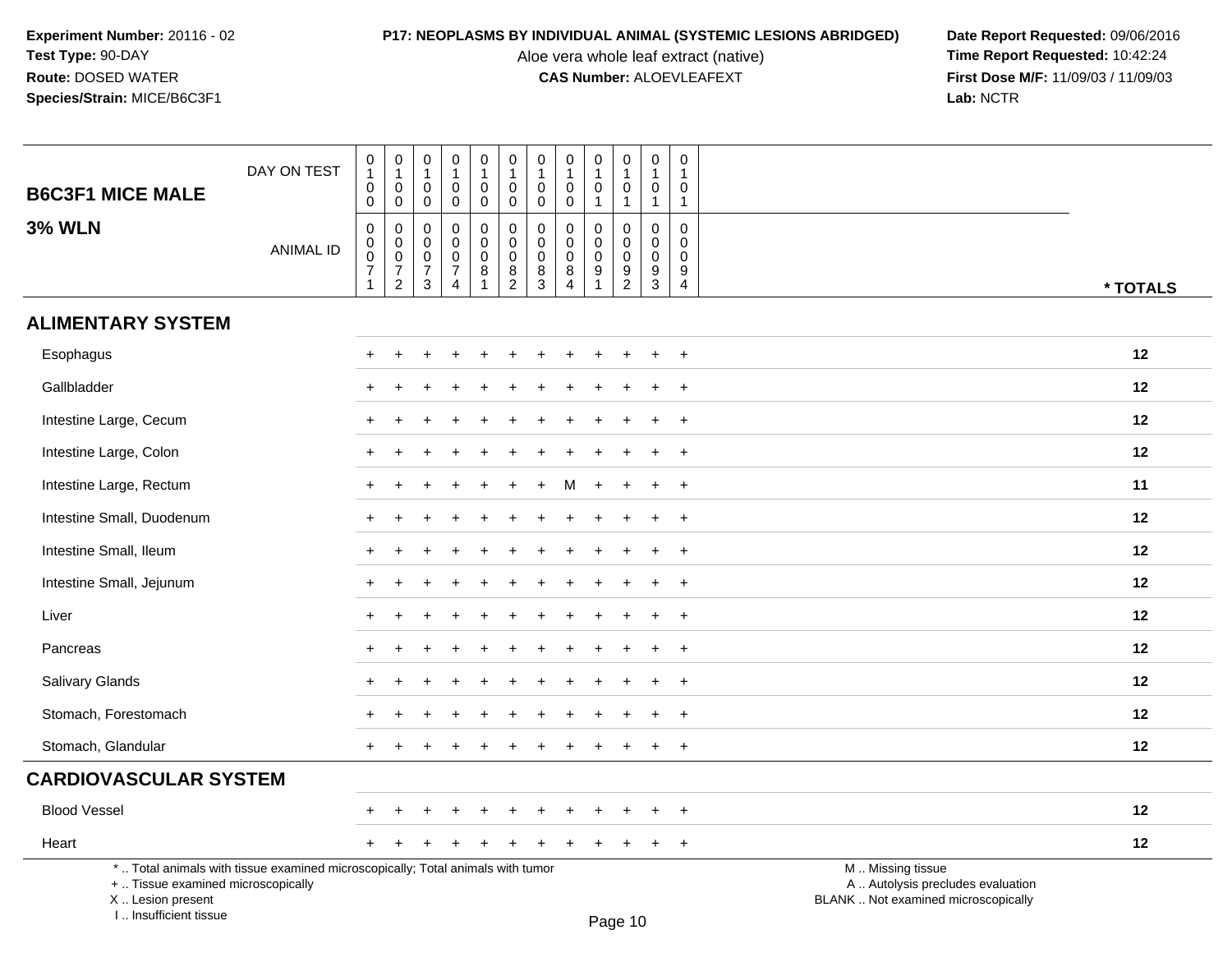**Experiment Number:** 20116 - 02
**Test Type:** 90-DAY
**Route:** DOSED WATER
**Species/Strain:** MICE/B6C3F1

**P17: NEOPLASMS BY INDIVIDUAL ANIMAL (SYSTEMIC LESIONS ABRIDGED)**
Aloe vera whole leaf extract (native)
**CAS Number:** ALOEVLEAFEXT

**Date Report Requested:** 09/06/2016
**Time Report Requested:** 10:42:24
**First Dose M/F:** 11/09/03 / 11/09/03
**Lab:** NCTR

| B6C3F1 MICE MALE / 3% WLN | | | | | | | | | | | | | |
|---|---|---|---|---|---|---|---|---|---|---|---|---|---|
| DAY ON TEST | 0100 | 0100 | 0100 | 0100 | 0100 | 0100 | 0100 | 0100 | 0101 | 0101 | 0101 | 0101 | |
| ANIMAL ID | 00071 | 00072 | 00073 | 00074 | 00081 | 00082 | 00083 | 00084 | 00091 | 00092 | 00093 | 00094 | * TOTALS |
| **ALIMENTARY SYSTEM** | | | | | | | | | | | | | |
| Esophagus | + | + | + | + | + | + | + | + | + | + | + | + | 12 |
| Gallbladder | + | + | + | + | + | + | + | + | + | + | + | + | 12 |
| Intestine Large, Cecum | + | + | + | + | + | + | + | + | + | + | + | + | 12 |
| Intestine Large, Colon | + | + | + | + | + | + | + | + | + | + | + | + | 12 |
| Intestine Large, Rectum | + | + | + | + | + | + | + | M | + | + | + | + | 11 |
| Intestine Small, Duodenum | + | + | + | + | + | + | + | + | + | + | + | + | 12 |
| Intestine Small, Ileum | + | + | + | + | + | + | + | + | + | + | + | + | 12 |
| Intestine Small, Jejunum | + | + | + | + | + | + | + | + | + | + | + | + | 12 |
| Liver | + | + | + | + | + | + | + | + | + | + | + | + | 12 |
| Pancreas | + | + | + | + | + | + | + | + | + | + | + | + | 12 |
| Salivary Glands | + | + | + | + | + | + | + | + | + | + | + | + | 12 |
| Stomach, Forestomach | + | + | + | + | + | + | + | + | + | + | + | + | 12 |
| Stomach, Glandular | + | + | + | + | + | + | + | + | + | + | + | + | 12 |
| **CARDIOVASCULAR SYSTEM** | | | | | | | | | | | | | |
| Blood Vessel | + | + | + | + | + | + | + | + | + | + | + | + | 12 |
| Heart | + | + | + | + | + | + | + | + | + | + | + | + | 12 |

\* .. Total animals with tissue examined microscopically; Total animals with tumor
\+ .. Tissue examined microscopically
X .. Lesion present
I .. Insufficient tissue

M .. Missing tissue
A .. Autolysis precludes evaluation
BLANK .. Not examined microscopically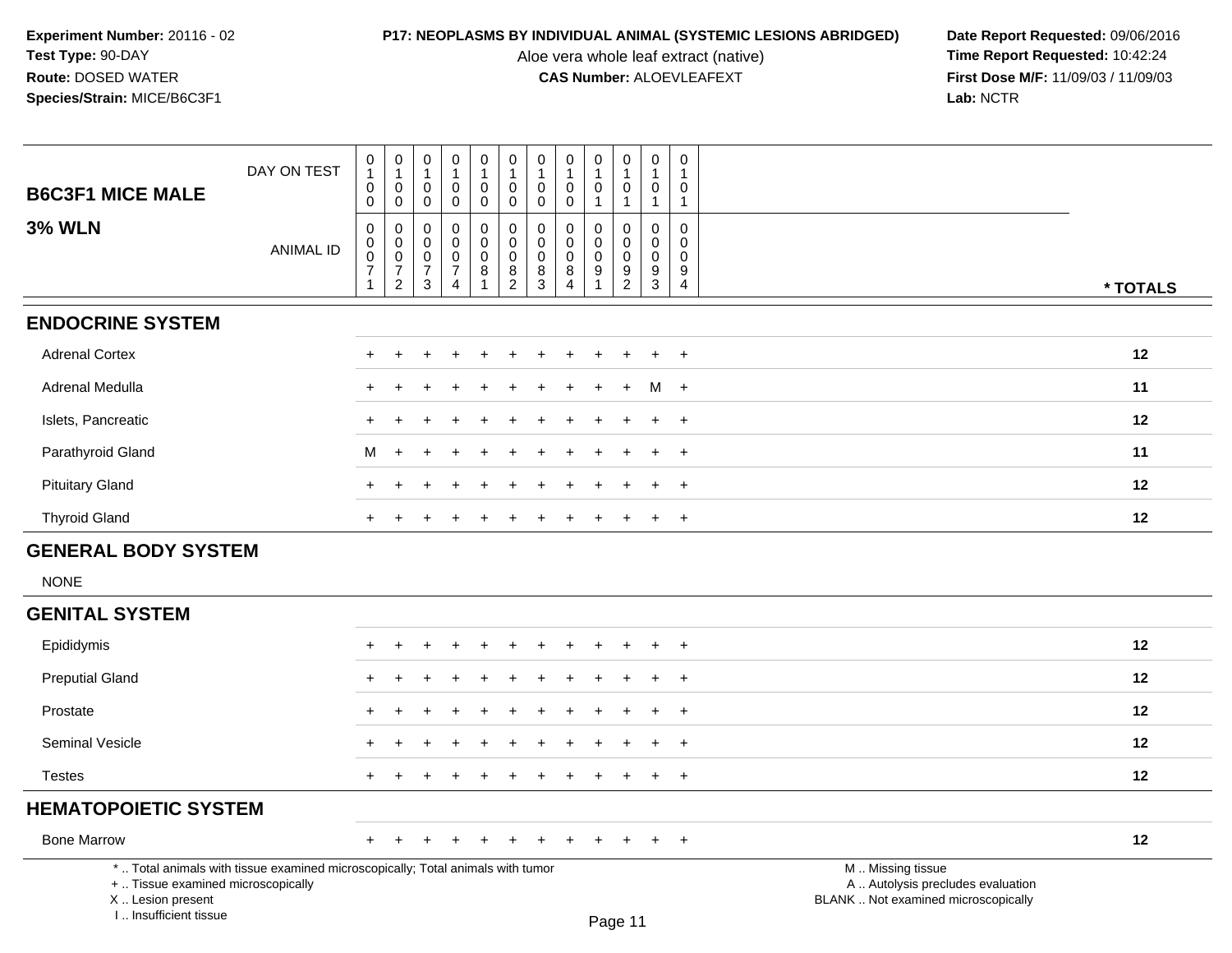**Experiment Number:** 20116 - 02
**Test Type:** 90-DAY
**Route:** DOSED WATER
**Species/Strain:** MICE/B6C3F1

**P17: NEOPLASMS BY INDIVIDUAL ANIMAL (SYSTEMIC LESIONS ABRIDGED)**
Aloe vera whole leaf extract (native)
**CAS Number:** ALOEVLEAFEXT

**Date Report Requested:** 09/06/2016
**Time Report Requested:** 10:42:24
**First Dose M/F:** 11/09/03 / 11/09/03
**Lab:** NCTR

## B6C3F1 MICE MALE
## 3% WLN

| DAY ON TEST | 0100 | 0100 | 0100 | 0100 | 0100 | 0100 | 0100 | 0100 | 0101 | 0101 | 0101 | 0101 | |
|---|---|---|---|---|---|---|---|---|---|---|---|---|---|
| ANIMAL ID | 00071 | 00072 | 00073 | 00074 | 00081 | 00082 | 00083 | 00084 | 00091 | 00092 | 00093 | 00094 | * TOTALS |
| **ENDOCRINE SYSTEM** | | | | | | | | | | | | | |
| Adrenal Cortex | + | + | + | + | + | + | + | + | + | + | + | + | 12 |
| Adrenal Medulla | + | + | + | + | + | + | + | + | + | + | M | + | 11 |
| Islets, Pancreatic | + | + | + | + | + | + | + | + | + | + | + | + | 12 |
| Parathyroid Gland | M | + | + | + | + | + | + | + | + | + | + | + | 11 |
| Pituitary Gland | + | + | + | + | + | + | + | + | + | + | + | + | 12 |
| Thyroid Gland | + | + | + | + | + | + | + | + | + | + | + | + | 12 |
| **GENERAL BODY SYSTEM** | | | | | | | | | | | | | |
| NONE | | | | | | | | | | | | | |
| **GENITAL SYSTEM** | | | | | | | | | | | | | |
| Epididymis | + | + | + | + | + | + | + | + | + | + | + | + | 12 |
| Preputial Gland | + | + | + | + | + | + | + | + | + | + | + | + | 12 |
| Prostate | + | + | + | + | + | + | + | + | + | + | + | + | 12 |
| Seminal Vesicle | + | + | + | + | + | + | + | + | + | + | + | + | 12 |
| Testes | + | + | + | + | + | + | + | + | + | + | + | + | 12 |
| **HEMATOPOIETIC SYSTEM** | | | | | | | | | | | | | |
| Bone Marrow | + | + | + | + | + | + | + | + | + | + | + | + | 12 |

\* .. Total animals with tissue examined microscopically; Total animals with tumor
\+ .. Tissue examined microscopically
X .. Lesion present
I .. Insufficient tissue

M .. Missing tissue
A .. Autolysis precludes evaluation
BLANK .. Not examined microscopically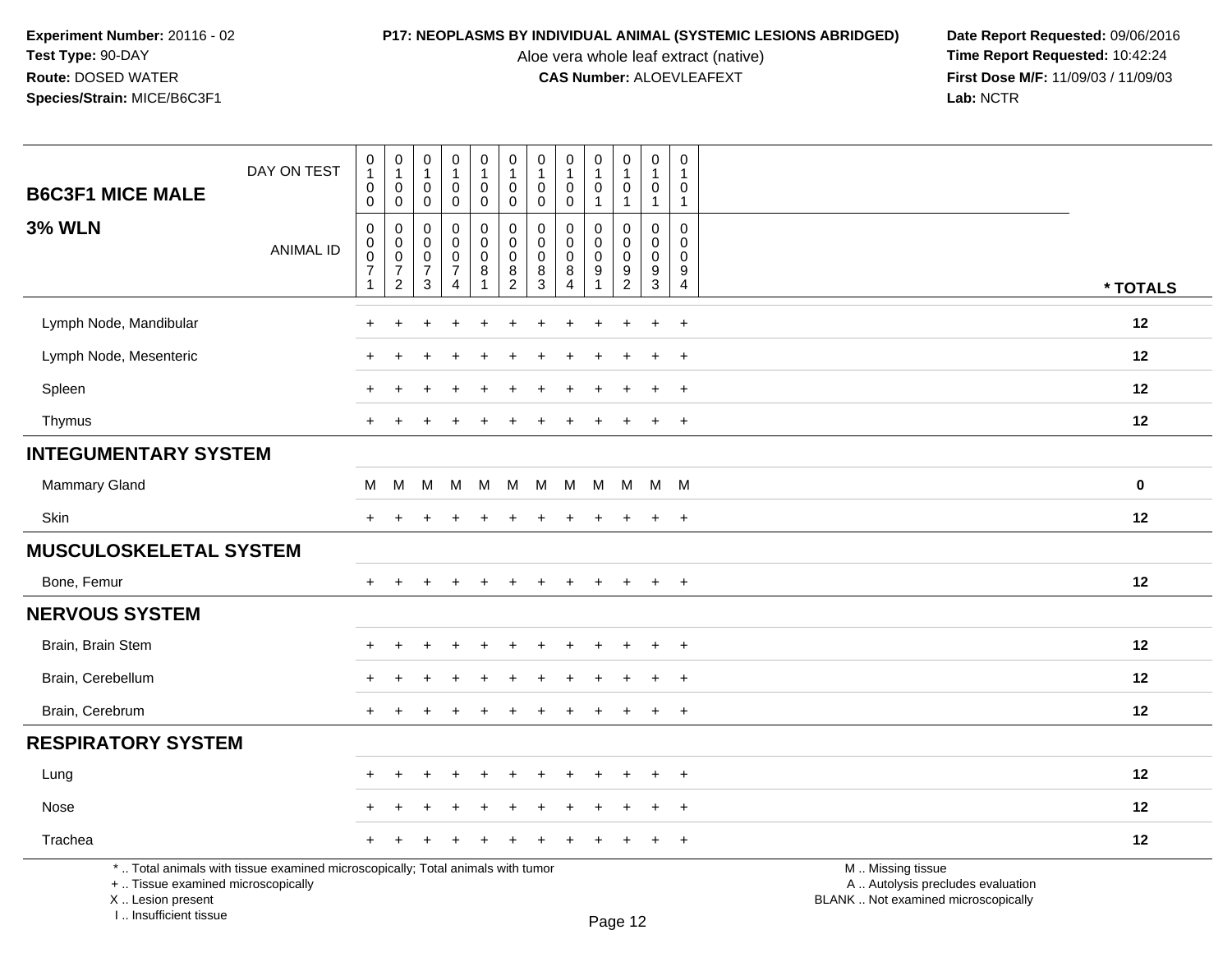**Experiment Number:** 20116 - 02
**Test Type:** 90-DAY
**Route:** DOSED WATER
**Species/Strain:** MICE/B6C3F1

**P17: NEOPLASMS BY INDIVIDUAL ANIMAL (SYSTEMIC LESIONS ABRIDGED)**
Aloe vera whole leaf extract (native)
**CAS Number:** ALOEVLEAFEXT

**Date Report Requested:** 09/06/2016
**Time Report Requested:** 10:42:24
**First Dose M/F:** 11/09/03 / 11/09/03
**Lab:** NCTR

## B6C3F1 MICE MALE

### 3% WLN

| DAY ON TEST | 0100 | 0100 | 0100 | 0100 | 0100 | 0100 | 0100 | 0100 | 0101 | 0101 | 0101 | 0101 | |
|---|---|---|---|---|---|---|---|---|---|---|---|---|---|
| ANIMAL ID | 00071 | 00072 | 00073 | 00074 | 00081 | 00082 | 00083 | 00084 | 00091 | 00092 | 00093 | 00094 | * TOTALS |
| Lymph Node, Mandibular | + | + | + | + | + | + | + | + | + | + | + | + | 12 |
| Lymph Node, Mesenteric | + | + | + | + | + | + | + | + | + | + | + | + | 12 |
| Spleen | + | + | + | + | + | + | + | + | + | + | + | + | 12 |
| Thymus | + | + | + | + | + | + | + | + | + | + | + | + | 12 |
| **INTEGUMENTARY SYSTEM** | | | | | | | | | | | | | |
| Mammary Gland | M | M | M | M | M | M | M | M | M | M | M | M | 0 |
| Skin | + | + | + | + | + | + | + | + | + | + | + | + | 12 |
| **MUSCULOSKELETAL SYSTEM** | | | | | | | | | | | | | |
| Bone, Femur | + | + | + | + | + | + | + | + | + | + | + | + | 12 |
| **NERVOUS SYSTEM** | | | | | | | | | | | | | |
| Brain, Brain Stem | + | + | + | + | + | + | + | + | + | + | + | + | 12 |
| Brain, Cerebellum | + | + | + | + | + | + | + | + | + | + | + | + | 12 |
| Brain, Cerebrum | + | + | + | + | + | + | + | + | + | + | + | + | 12 |
| **RESPIRATORY SYSTEM** | | | | | | | | | | | | | |
| Lung | + | + | + | + | + | + | + | + | + | + | + | + | 12 |
| Nose | + | + | + | + | + | + | + | + | + | + | + | + | 12 |
| Trachea | + | + | + | + | + | + | + | + | + | + | + | + | 12 |

* .. Total animals with tissue examined microscopically; Total animals with tumor
+ .. Tissue examined microscopically
X .. Lesion present
I .. Insufficient tissue

M .. Missing tissue
A .. Autolysis precludes evaluation
BLANK .. Not examined microscopically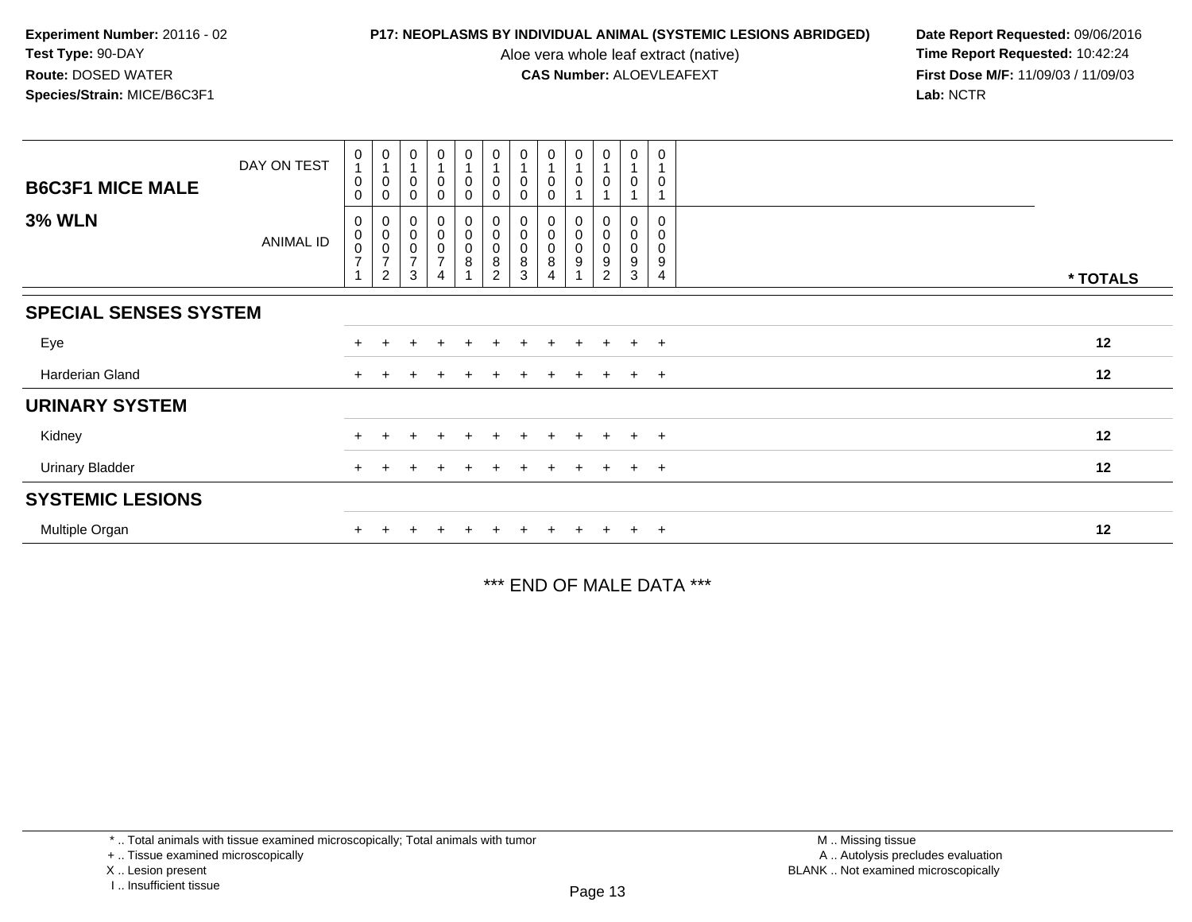**Experiment Number:** 20116 - 02
**Test Type:** 90-DAY
**Route:** DOSED WATER
**Species/Strain:** MICE/B6C3F1

**P17: NEOPLASMS BY INDIVIDUAL ANIMAL (SYSTEMIC LESIONS ABRIDGED)**
Aloe vera whole leaf extract (native)
**CAS Number:** ALOEVLEAFEXT

**Date Report Requested:** 09/06/2016
**Time Report Requested:** 10:42:24
**First Dose M/F:** 11/09/03 / 11/09/03
**Lab:** NCTR

| B6C3F1 MICE MALE / 3% WLN | | | | | | | | | | | | | |
|---|---|---|---|---|---|---|---|---|---|---|---|---|---|
| DAY ON TEST | 0100 | 0100 | 0100 | 0100 | 0100 | 0100 | 0100 | 0100 | 0101 | 0101 | 0101 | 0101 | |
| ANIMAL ID | 00071 | 00072 | 00073 | 00074 | 00081 | 00082 | 00083 | 00084 | 00091 | 00092 | 00093 | 00094 | * TOTALS |
| **SPECIAL SENSES SYSTEM** | | | | | | | | | | | | | |
| Eye | + | + | + | + | + | + | + | + | + | + | + | + | 12 |
| Harderian Gland | + | + | + | + | + | + | + | + | + | + | + | + | 12 |
| **URINARY SYSTEM** | | | | | | | | | | | | | |
| Kidney | + | + | + | + | + | + | + | + | + | + | + | + | 12 |
| Urinary Bladder | + | + | + | + | + | + | + | + | + | + | + | + | 12 |
| **SYSTEMIC LESIONS** | | | | | | | | | | | | | |
| Multiple Organ | + | + | + | + | + | + | + | + | + | + | + | + | 12 |

*** END OF MALE DATA ***

* .. Total animals with tissue examined microscopically; Total animals with tumor
+ .. Tissue examined microscopically
X .. Lesion present
I .. Insufficient tissue

M .. Missing tissue
A .. Autolysis precludes evaluation
BLANK .. Not examined microscopically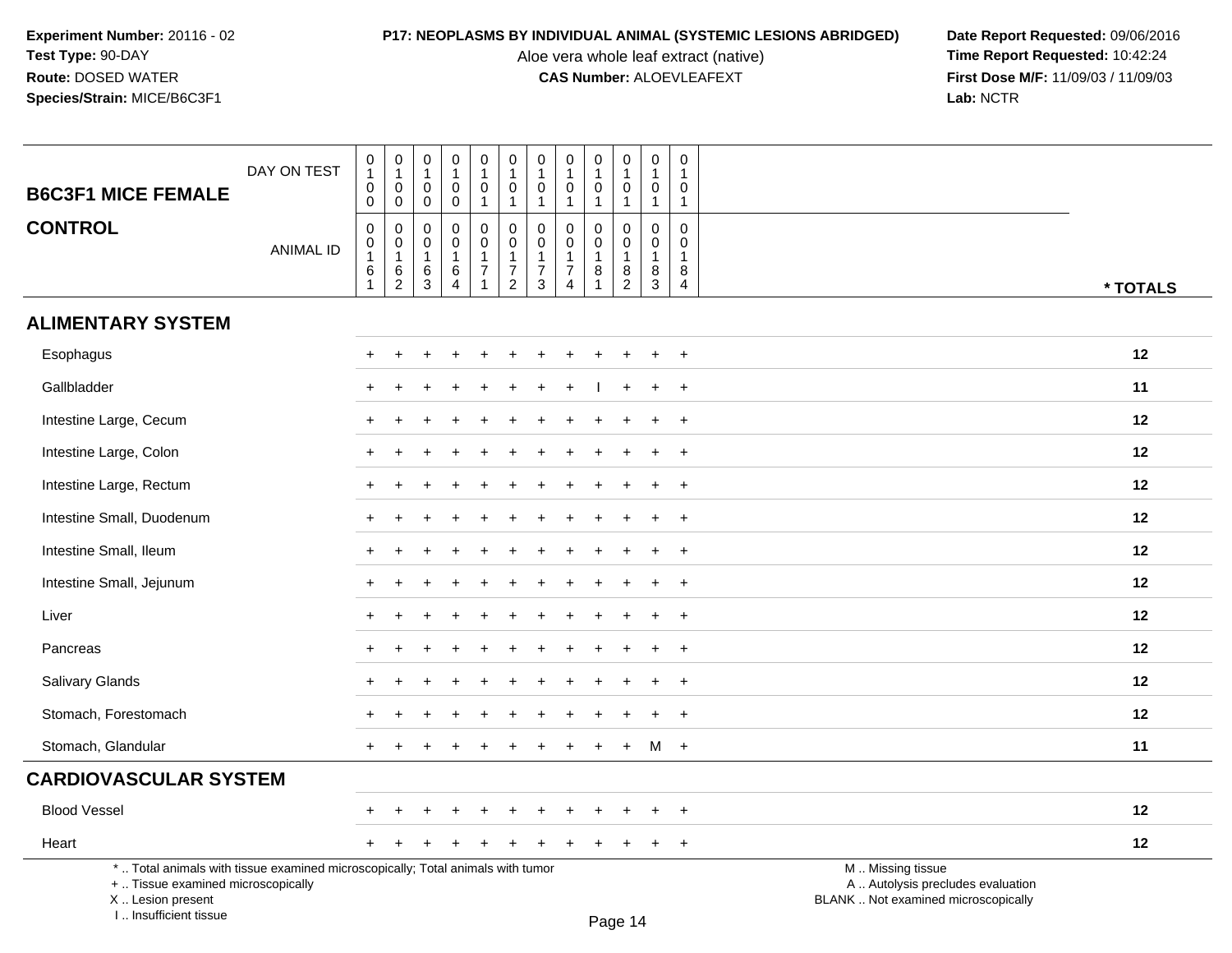**Experiment Number:** 20116 - 02
**Test Type:** 90-DAY
**Route:** DOSED WATER
**Species/Strain:** MICE/B6C3F1

**P17: NEOPLASMS BY INDIVIDUAL ANIMAL (SYSTEMIC LESIONS ABRIDGED)**
Aloe vera whole leaf extract (native)
**CAS Number:** ALOEVLEAFEXT

**Date Report Requested:** 09/06/2016
**Time Report Requested:** 10:42:24
**First Dose M/F:** 11/09/03 / 11/09/03
**Lab:** NCTR

## B6C3F1 MICE FEMALE
## CONTROL

| DAY ON TEST | 0100 | 0100 | 0100 | 0100 | 0101 | 0101 | 0101 | 0101 | 0101 | 0101 | 0101 | 0101 | |
|---|---|---|---|---|---|---|---|---|---|---|---|---|---|
| ANIMAL ID | 0016 1 | 0016 2 | 0016 3 | 0016 4 | 0017 1 | 0017 2 | 0017 3 | 0017 4 | 0018 1 | 0018 2 | 0018 3 | 0018 4 | * TOTALS |
| **ALIMENTARY SYSTEM** | | | | | | | | | | | | | |
| Esophagus | + | + | + | + | + | + | + | + | + | + | + | + | 12 |
| Gallbladder | + | + | + | + | + | + | + | + | I | + | + | + | 11 |
| Intestine Large, Cecum | + | + | + | + | + | + | + | + | + | + | + | + | 12 |
| Intestine Large, Colon | + | + | + | + | + | + | + | + | + | + | + | + | 12 |
| Intestine Large, Rectum | + | + | + | + | + | + | + | + | + | + | + | + | 12 |
| Intestine Small, Duodenum | + | + | + | + | + | + | + | + | + | + | + | + | 12 |
| Intestine Small, Ileum | + | + | + | + | + | + | + | + | + | + | + | + | 12 |
| Intestine Small, Jejunum | + | + | + | + | + | + | + | + | + | + | + | + | 12 |
| Liver | + | + | + | + | + | + | + | + | + | + | + | + | 12 |
| Pancreas | + | + | + | + | + | + | + | + | + | + | + | + | 12 |
| Salivary Glands | + | + | + | + | + | + | + | + | + | + | + | + | 12 |
| Stomach, Forestomach | + | + | + | + | + | + | + | + | + | + | + | + | 12 |
| Stomach, Glandular | + | + | + | + | + | + | + | + | + | + | M | + | 11 |
| **CARDIOVASCULAR SYSTEM** | | | | | | | | | | | | | |
| Blood Vessel | + | + | + | + | + | + | + | + | + | + | + | + | 12 |
| Heart | + | + | + | + | + | + | + | + | + | + | + | + | 12 |

\* .. Total animals with tissue examined microscopically; Total animals with tumor
\+ .. Tissue examined microscopically
X .. Lesion present
I .. Insufficient tissue

M .. Missing tissue
A .. Autolysis precludes evaluation
BLANK .. Not examined microscopically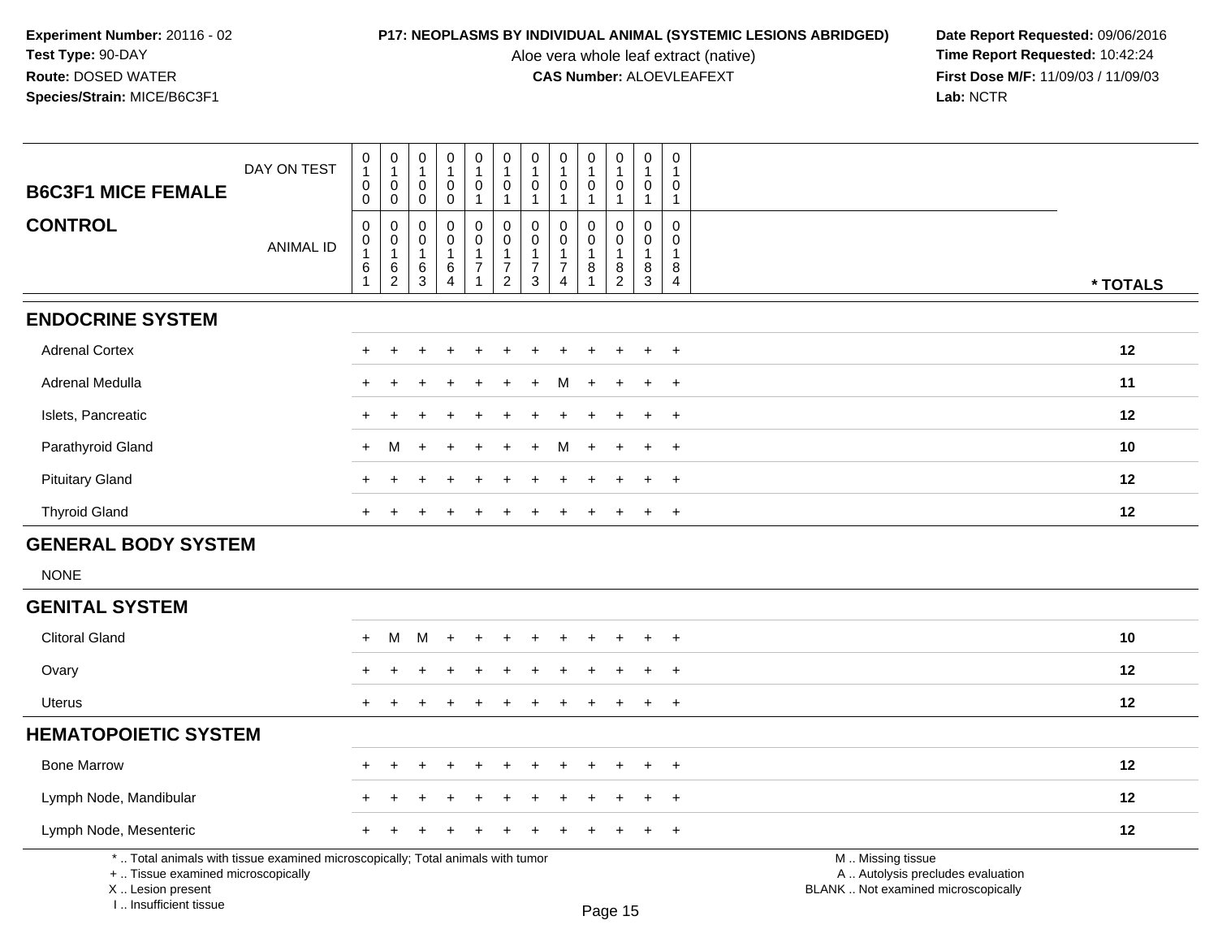**Experiment Number:** 20116 - 02
**Test Type:** 90-DAY
**Route:** DOSED WATER
**Species/Strain:** MICE/B6C3F1

**P17: NEOPLASMS BY INDIVIDUAL ANIMAL (SYSTEMIC LESIONS ABRIDGED)**
Aloe vera whole leaf extract (native)
**CAS Number:** ALOEVLEAFEXT

**Date Report Requested:** 09/06/2016
**Time Report Requested:** 10:42:24
**First Dose M/F:** 11/09/03 / 11/09/03
**Lab:** NCTR

| B6C3F1 MICE FEMALE — CONTROL | | | | | | | | | | | | | |
|---|---|---|---|---|---|---|---|---|---|---|---|---|---|
| DAY ON TEST | 0100 | 0100 | 0100 | 0100 | 0101 | 0101 | 0101 | 0101 | 0101 | 0101 | 0101 | 0101 | |
| ANIMAL ID | 00161 | 00162 | 00163 | 00164 | 00171 | 00172 | 00173 | 00174 | 00181 | 00182 | 00183 | 00184 | * TOTALS |
| **ENDOCRINE SYSTEM** | | | | | | | | | | | | | |
| Adrenal Cortex | + | + | + | + | + | + | + | + | + | + | + | + | 12 |
| Adrenal Medulla | + | + | + | + | + | + | + | M | + | + | + | + | 11 |
| Islets, Pancreatic | + | + | + | + | + | + | + | + | + | + | + | + | 12 |
| Parathyroid Gland | + | M | + | + | + | + | + | M | + | + | + | + | 10 |
| Pituitary Gland | + | + | + | + | + | + | + | + | + | + | + | + | 12 |
| Thyroid Gland | + | + | + | + | + | + | + | + | + | + | + | + | 12 |
| **GENERAL BODY SYSTEM** | | | | | | | | | | | | | |
| NONE | | | | | | | | | | | | | |
| **GENITAL SYSTEM** | | | | | | | | | | | | | |
| Clitoral Gland | + | M | M | + | + | + | + | + | + | + | + | + | 10 |
| Ovary | + | + | + | + | + | + | + | + | + | + | + | + | 12 |
| Uterus | + | + | + | + | + | + | + | + | + | + | + | + | 12 |
| **HEMATOPOIETIC SYSTEM** | | | | | | | | | | | | | |
| Bone Marrow | + | + | + | + | + | + | + | + | + | + | + | + | 12 |
| Lymph Node, Mandibular | + | + | + | + | + | + | + | + | + | + | + | + | 12 |
| Lymph Node, Mesenteric | + | + | + | + | + | + | + | + | + | + | + | + | 12 |

* .. Total animals with tissue examined microscopically; Total animals with tumor
+ .. Tissue examined microscopically
X .. Lesion present
I .. Insufficient tissue

M .. Missing tissue
A .. Autolysis precludes evaluation
BLANK .. Not examined microscopically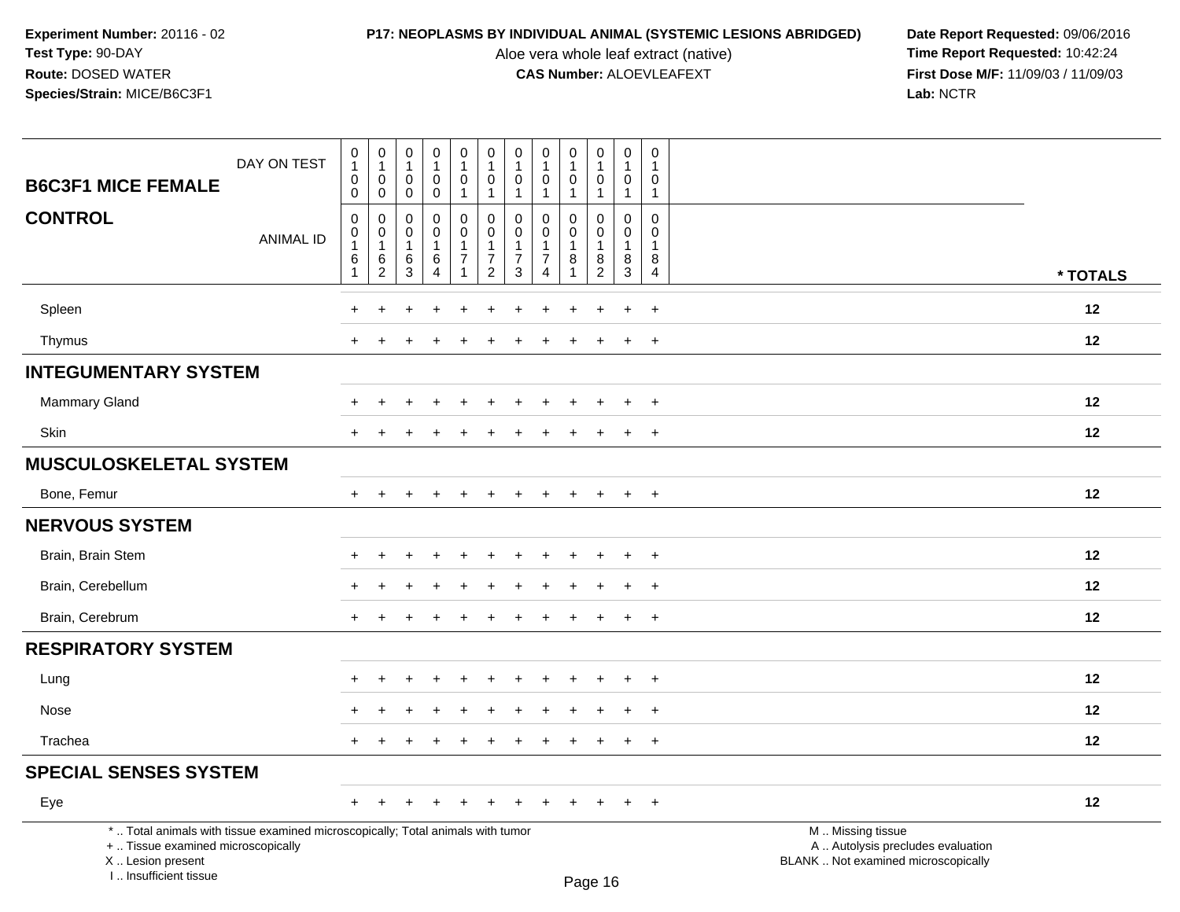**Experiment Number:** 20116 - 02
**Test Type:** 90-DAY
**Route:** DOSED WATER
**Species/Strain:** MICE/B6C3F1

**P17: NEOPLASMS BY INDIVIDUAL ANIMAL (SYSTEMIC LESIONS ABRIDGED)**
Aloe vera whole leaf extract (native)
**CAS Number:** ALOEVLEAFEXT

**Date Report Requested:** 09/06/2016
**Time Report Requested:** 10:42:24
**First Dose M/F:** 11/09/03 / 11/09/03
**Lab:** NCTR

| B6C3F1 MICE FEMALE — DAY ON TEST | 0100 | 0100 | 0100 | 0100 | 0101 | 0101 | 0101 | 0101 | 0101 | 0101 | 0101 | 0101 | |
|---|---|---|---|---|---|---|---|---|---|---|---|---|---|
| **CONTROL** — ANIMAL ID | 00161 | 00162 | 00163 | 00164 | 00171 | 00172 | 00173 | 00174 | 00181 | 00182 | 00183 | 00184 | *** TOTALS** |
| Spleen | + | + | + | + | + | + | + | + | + | + | + | + | 12 |
| Thymus | + | + | + | + | + | + | + | + | + | + | + | + | 12 |
| **INTEGUMENTARY SYSTEM** | | | | | | | | | | | | | |
| Mammary Gland | + | + | + | + | + | + | + | + | + | + | + | + | 12 |
| Skin | + | + | + | + | + | + | + | + | + | + | + | + | 12 |
| **MUSCULOSKELETAL SYSTEM** | | | | | | | | | | | | | |
| Bone, Femur | + | + | + | + | + | + | + | + | + | + | + | + | 12 |
| **NERVOUS SYSTEM** | | | | | | | | | | | | | |
| Brain, Brain Stem | + | + | + | + | + | + | + | + | + | + | + | + | 12 |
| Brain, Cerebellum | + | + | + | + | + | + | + | + | + | + | + | + | 12 |
| Brain, Cerebrum | + | + | + | + | + | + | + | + | + | + | + | + | 12 |
| **RESPIRATORY SYSTEM** | | | | | | | | | | | | | |
| Lung | + | + | + | + | + | + | + | + | + | + | + | + | 12 |
| Nose | + | + | + | + | + | + | + | + | + | + | + | + | 12 |
| Trachea | + | + | + | + | + | + | + | + | + | + | + | + | 12 |
| **SPECIAL SENSES SYSTEM** | | | | | | | | | | | | | |
| Eye | + | + | + | + | + | + | + | + | + | + | + | + | 12 |

* .. Total animals with tissue examined microscopically; Total animals with tumor
+ .. Tissue examined microscopically
X .. Lesion present
I .. Insufficient tissue

M .. Missing tissue
A .. Autolysis precludes evaluation
BLANK .. Not examined microscopically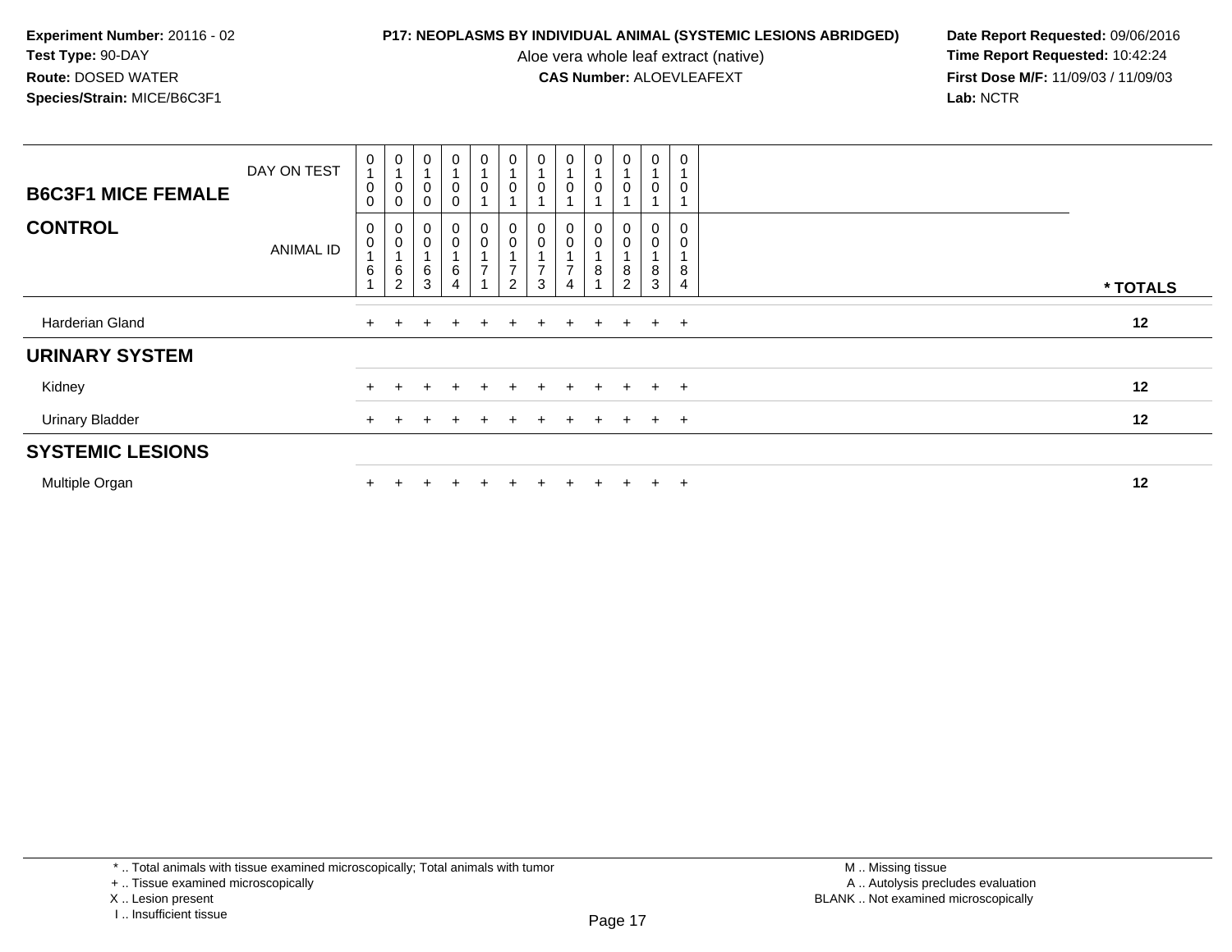**Experiment Number:** 20116 - 02
**Test Type:** 90-DAY
**Route:** DOSED WATER
**Species/Strain:** MICE/B6C3F1

**P17: NEOPLASMS BY INDIVIDUAL ANIMAL (SYSTEMIC LESIONS ABRIDGED)**

Aloe vera whole leaf extract (native)

**CAS Number:** ALOEVLEAFEXT

**Date Report Requested:** 09/06/2016
**Time Report Requested:** 10:42:24
**First Dose M/F:** 11/09/03 / 11/09/03
**Lab:** NCTR

| B6C3F1 MICE FEMALE — DAY ON TEST | 0100 | 0100 | 0100 | 0100 | 0101 | 0101 | 0101 | 0101 | 0101 | 0101 | 0101 | 0101 | |
|---|---|---|---|---|---|---|---|---|---|---|---|---|---|
| **CONTROL** — ANIMAL ID | 00161 | 00162 | 00163 | 00164 | 00171 | 00172 | 00173 | 00174 | 00181 | 00182 | 00183 | 00184 | * TOTALS |
| Harderian Gland | + | + | + | + | + | + | + | + | + | + | + | + | 12 |
| **URINARY SYSTEM** | | | | | | | | | | | | | |
| Kidney | + | + | + | + | + | + | + | + | + | + | + | + | 12 |
| Urinary Bladder | + | + | + | + | + | + | + | + | + | + | + | + | 12 |
| **SYSTEMIC LESIONS** | | | | | | | | | | | | | |
| Multiple Organ | + | + | + | + | + | + | + | + | + | + | + | + | 12 |

\* .. Total animals with tissue examined microscopically; Total animals with tumor
\+ .. Tissue examined microscopically
X .. Lesion present
I .. Insufficient tissue

M .. Missing tissue
A .. Autolysis precludes evaluation
BLANK .. Not examined microscopically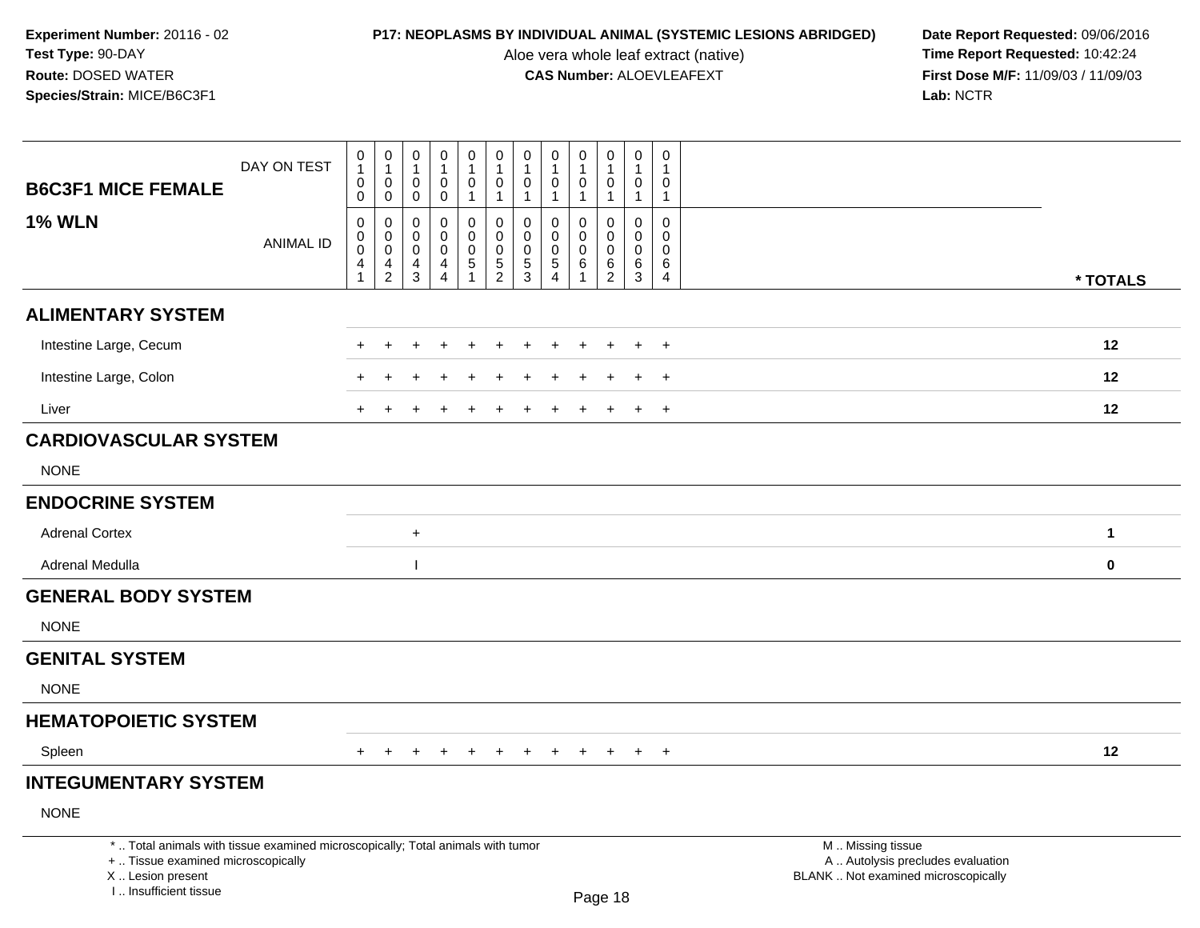**Experiment Number:** 20116 - 02
**Test Type:** 90-DAY
**Route:** DOSED WATER
**Species/Strain:** MICE/B6C3F1

**P17: NEOPLASMS BY INDIVIDUAL ANIMAL (SYSTEMIC LESIONS ABRIDGED)**
Aloe vera whole leaf extract (native)
**CAS Number:** ALOEVLEAFEXT

**Date Report Requested:** 09/06/2016
**Time Report Requested:** 10:42:24
**First Dose M/F:** 11/09/03 / 11/09/03
**Lab:** NCTR

| B6C3F1 MICE FEMALE / 1% WLN | | | | | | | | | | | | | |
|---|---|---|---|---|---|---|---|---|---|---|---|---|---|
| DAY ON TEST | 0100 | 0100 | 0100 | 0100 | 0101 | 0101 | 0101 | 0101 | 0101 | 0101 | 0101 | 0101 | |
| ANIMAL ID | 00041 | 00042 | 00043 | 00044 | 00051 | 00052 | 00053 | 00054 | 00061 | 00062 | 00063 | 00064 | * TOTALS |
| **ALIMENTARY SYSTEM** | | | | | | | | | | | | | |
| Intestine Large, Cecum | + | + | + | + | + | + | + | + | + | + | + | + | 12 |
| Intestine Large, Colon | + | + | + | + | + | + | + | + | + | + | + | + | 12 |
| Liver | + | + | + | + | + | + | + | + | + | + | + | + | 12 |
| **CARDIOVASCULAR SYSTEM** | | | | | | | | | | | | | |
| NONE | | | | | | | | | | | | | |
| **ENDOCRINE SYSTEM** | | | | | | | | | | | | | |
| Adrenal Cortex | | | + | | | | | | | | | | 1 |
| Adrenal Medulla | | | I | | | | | | | | | | 0 |
| **GENERAL BODY SYSTEM** | | | | | | | | | | | | | |
| NONE | | | | | | | | | | | | | |
| **GENITAL SYSTEM** | | | | | | | | | | | | | |
| NONE | | | | | | | | | | | | | |
| **HEMATOPOIETIC SYSTEM** | | | | | | | | | | | | | |
| Spleen | + | + | + | + | + | + | + | + | + | + | + | + | 12 |
| **INTEGUMENTARY SYSTEM** | | | | | | | | | | | | | |
| NONE | | | | | | | | | | | | | |

* .. Total animals with tissue examined microscopically; Total animals with tumor
+ .. Tissue examined microscopically
X .. Lesion present
I .. Insufficient tissue

M .. Missing tissue
A .. Autolysis precludes evaluation
BLANK .. Not examined microscopically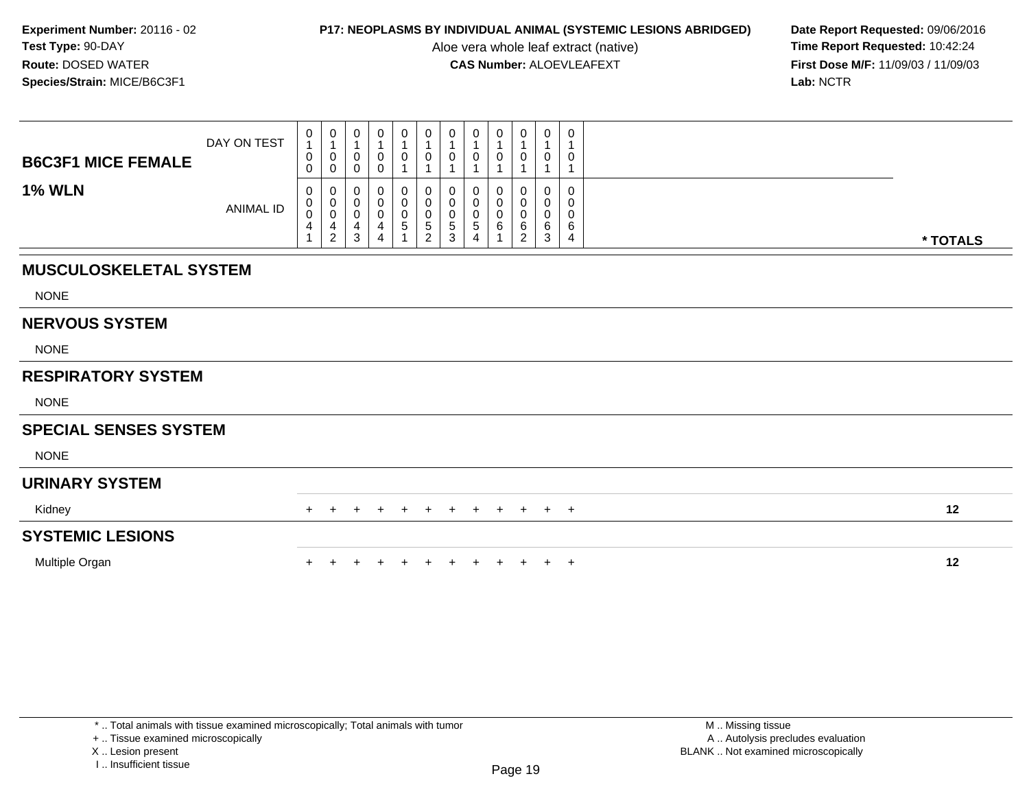**Experiment Number:** 20116 - 02
**Test Type:** 90-DAY
**Route:** DOSED WATER
**Species/Strain:** MICE/B6C3F1

**P17: NEOPLASMS BY INDIVIDUAL ANIMAL (SYSTEMIC LESIONS ABRIDGED)**
Aloe vera whole leaf extract (native)
**CAS Number:** ALOEVLEAFEXT

**Date Report Requested:** 09/06/2016
**Time Report Requested:** 10:42:24
**First Dose M/F:** 11/09/03 / 11/09/03
**Lab:** NCTR

| B6C3F1 MICE FEMALE — DAY ON TEST | 0100 | 0100 | 0100 | 0100 | 0101 | 0101 | 0101 | 0101 | 0101 | 0101 | 0101 | 0101 | |
|---|---|---|---|---|---|---|---|---|---|---|---|---|---|
| **1% WLN** — ANIMAL ID | 00041 | 00042 | 00043 | 00044 | 00051 | 00052 | 00053 | 00054 | 00061 | 00062 | 00063 | 00064 | * TOTALS |
| **MUSCULOSKELETAL SYSTEM** | | | | | | | | | | | | | |
| NONE | | | | | | | | | | | | | |
| **NERVOUS SYSTEM** | | | | | | | | | | | | | |
| NONE | | | | | | | | | | | | | |
| **RESPIRATORY SYSTEM** | | | | | | | | | | | | | |
| NONE | | | | | | | | | | | | | |
| **SPECIAL SENSES SYSTEM** | | | | | | | | | | | | | |
| NONE | | | | | | | | | | | | | |
| **URINARY SYSTEM** | | | | | | | | | | | | | |
| Kidney | + | + | + | + | + | + | + | + | + | + | + | + | 12 |
| **SYSTEMIC LESIONS** | | | | | | | | | | | | | |
| Multiple Organ | + | + | + | + | + | + | + | + | + | + | + | + | 12 |

\* .. Total animals with tissue examined microscopically; Total animals with tumor
\+ .. Tissue examined microscopically
X .. Lesion present
I .. Insufficient tissue

M .. Missing tissue
A .. Autolysis precludes evaluation
BLANK .. Not examined microscopically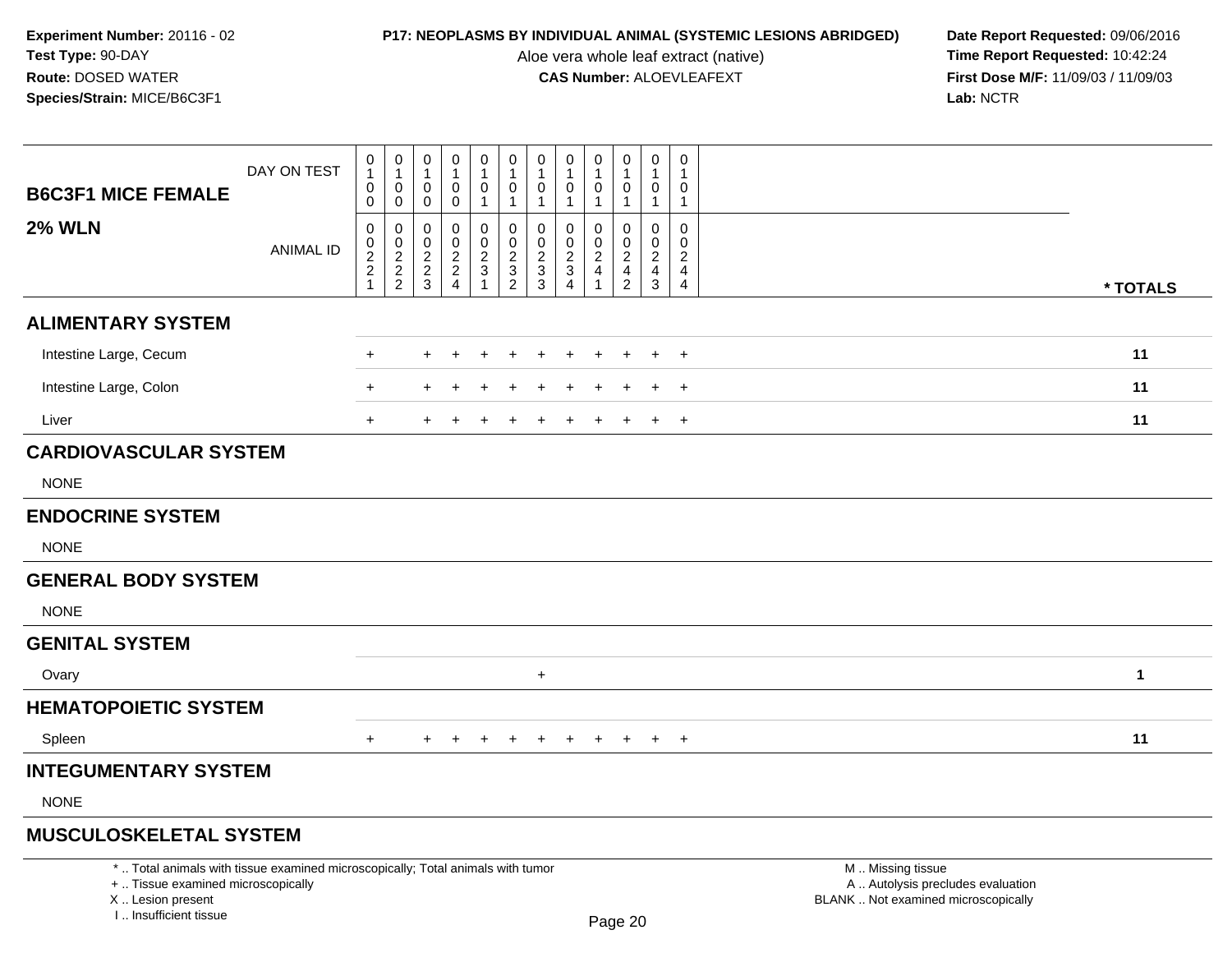**Experiment Number:** 20116 - 02
**Test Type:** 90-DAY
**Route:** DOSED WATER
**Species/Strain:** MICE/B6C3F1

**P17: NEOPLASMS BY INDIVIDUAL ANIMAL (SYSTEMIC LESIONS ABRIDGED)**
Aloe vera whole leaf extract (native)
**CAS Number:** ALOEVLEAFEXT

**Date Report Requested:** 09/06/2016
**Time Report Requested:** 10:42:24
**First Dose M/F:** 11/09/03 / 11/09/03
**Lab:** NCTR

| B6C3F1 MICE FEMALE — DAY ON TEST | 0100 | 0100 | 0100 | 0100 | 0101 | 0101 | 0101 | 0101 | 0101 | 0101 | 0101 | 0101 | |
|---|---|---|---|---|---|---|---|---|---|---|---|---|---|
| **2% WLN** — ANIMAL ID | 00221 | 00222 | 00223 | 00224 | 00231 | 00232 | 00233 | 00234 | 00241 | 00242 | 00243 | 00244 | * TOTALS |
| **ALIMENTARY SYSTEM** | | | | | | | | | | | | | |
| Intestine Large, Cecum | + | | + | + | + | + | + | + | + | + | + | + | 11 |
| Intestine Large, Colon | + | | + | + | + | + | + | + | + | + | + | + | 11 |
| Liver | + | | + | + | + | + | + | + | + | + | + | + | 11 |
| **CARDIOVASCULAR SYSTEM** | | | | | | | | | | | | | |
| NONE | | | | | | | | | | | | | |
| **ENDOCRINE SYSTEM** | | | | | | | | | | | | | |
| NONE | | | | | | | | | | | | | |
| **GENERAL BODY SYSTEM** | | | | | | | | | | | | | |
| NONE | | | | | | | | | | | | | |
| **GENITAL SYSTEM** | | | | | | | | | | | | | |
| Ovary | | | | | | | + | | | | | | 1 |
| **HEMATOPOIETIC SYSTEM** | | | | | | | | | | | | | |
| Spleen | + | | + | + | + | + | + | + | + | + | + | + | 11 |
| **INTEGUMENTARY SYSTEM** | | | | | | | | | | | | | |
| NONE | | | | | | | | | | | | | |
| **MUSCULOSKELETAL SYSTEM** | | | | | | | | | | | | | |

* .. Total animals with tissue examined microscopically; Total animals with tumor
+ .. Tissue examined microscopically
X .. Lesion present
I .. Insufficient tissue

M .. Missing tissue
A .. Autolysis precludes evaluation
BLANK .. Not examined microscopically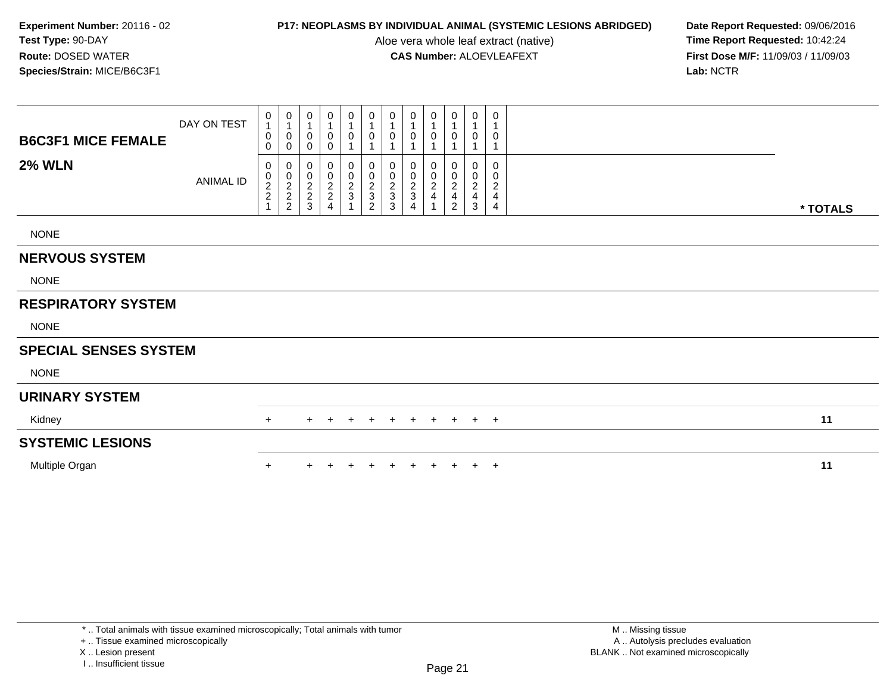**Experiment Number:** 20116 - 02
**Test Type:** 90-DAY
**Route:** DOSED WATER
**Species/Strain:** MICE/B6C3F1

**P17: NEOPLASMS BY INDIVIDUAL ANIMAL (SYSTEMIC LESIONS ABRIDGED)**
Aloe vera whole leaf extract (native)
**CAS Number:** ALOEVLEAFEXT

**Date Report Requested:** 09/06/2016
**Time Report Requested:** 10:42:24
**First Dose M/F:** 11/09/03 / 11/09/03
**Lab:** NCTR

| B6C3F1 MICE FEMALE — DAY ON TEST | 0100 | 0100 | 0100 | 0100 | 0101 | 0101 | 0101 | 0101 | 0101 | 0101 | 0101 | 0101 | |
|---|---|---|---|---|---|---|---|---|---|---|---|---|---|
| **2% WLN** — ANIMAL ID | 00221 | 00222 | 00223 | 00224 | 00231 | 00232 | 00233 | 00234 | 00241 | 00242 | 00243 | 00244 | * TOTALS |
| NONE | | | | | | | | | | | | | |
| **NERVOUS SYSTEM** | | | | | | | | | | | | | |
| NONE | | | | | | | | | | | | | |
| **RESPIRATORY SYSTEM** | | | | | | | | | | | | | |
| NONE | | | | | | | | | | | | | |
| **SPECIAL SENSES SYSTEM** | | | | | | | | | | | | | |
| NONE | | | | | | | | | | | | | |
| **URINARY SYSTEM** | | | | | | | | | | | | | |
| Kidney | + | | + | + | + | + | + | + | + | + | + | + | 11 |
| **SYSTEMIC LESIONS** | | | | | | | | | | | | | |
| Multiple Organ | + | | + | + | + | + | + | + | + | + | + | + | 11 |

\* .. Total animals with tissue examined microscopically; Total animals with tumor
\+ .. Tissue examined microscopically
X .. Lesion present
I .. Insufficient tissue

M .. Missing tissue
A .. Autolysis precludes evaluation
BLANK .. Not examined microscopically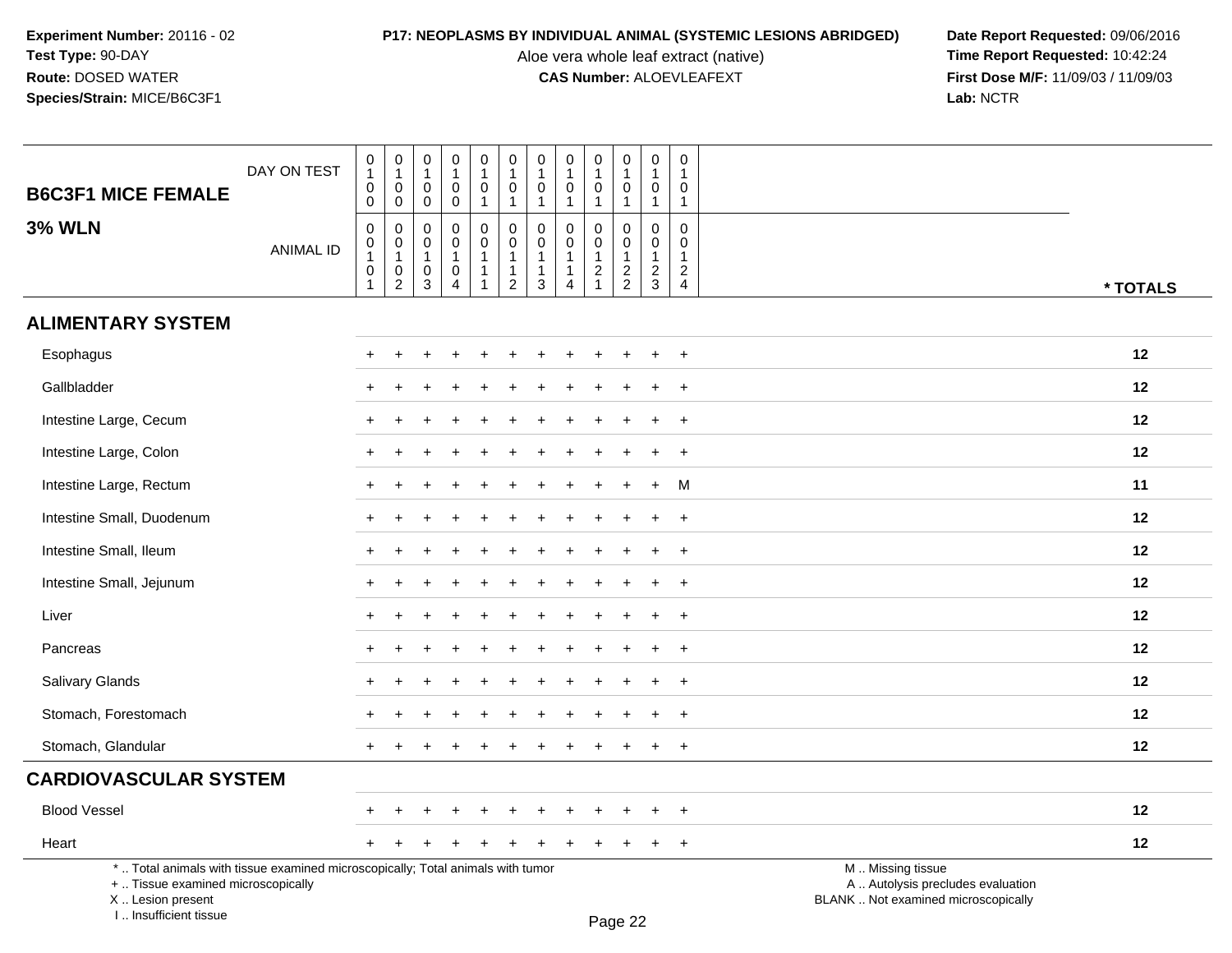**Experiment Number:** 20116 - 02
**Test Type:** 90-DAY
**Route:** DOSED WATER
**Species/Strain:** MICE/B6C3F1

**P17: NEOPLASMS BY INDIVIDUAL ANIMAL (SYSTEMIC LESIONS ABRIDGED)**
Aloe vera whole leaf extract (native)
**CAS Number:** ALOEVLEAFEXT

**Date Report Requested:** 09/06/2016
**Time Report Requested:** 10:42:24
**First Dose M/F:** 11/09/03 / 11/09/03
**Lab:** NCTR

| **B6C3F1 MICE FEMALE** DAY ON TEST | 0100 | 0100 | 0100 | 0100 | 0101 | 0101 | 0101 | 0101 | 0101 | 0101 | 0101 | 0101 | |
|---|---|---|---|---|---|---|---|---|---|---|---|---|---|
| **3% WLN** ANIMAL ID | 00101 | 00102 | 00103 | 00104 | 00111 | 00112 | 00113 | 00114 | 00121 | 00122 | 00123 | 00124 | *** TOTALS** |
| **ALIMENTARY SYSTEM** | | | | | | | | | | | | | |
| Esophagus | + | + | + | + | + | + | + | + | + | + | + | + | **12** |
| Gallbladder | + | + | + | + | + | + | + | + | + | + | + | + | **12** |
| Intestine Large, Cecum | + | + | + | + | + | + | + | + | + | + | + | + | **12** |
| Intestine Large, Colon | + | + | + | + | + | + | + | + | + | + | + | + | **12** |
| Intestine Large, Rectum | + | + | + | + | + | + | + | + | + | + | + | M | **11** |
| Intestine Small, Duodenum | + | + | + | + | + | + | + | + | + | + | + | + | **12** |
| Intestine Small, Ileum | + | + | + | + | + | + | + | + | + | + | + | + | **12** |
| Intestine Small, Jejunum | + | + | + | + | + | + | + | + | + | + | + | + | **12** |
| Liver | + | + | + | + | + | + | + | + | + | + | + | + | **12** |
| Pancreas | + | + | + | + | + | + | + | + | + | + | + | + | **12** |
| Salivary Glands | + | + | + | + | + | + | + | + | + | + | + | + | **12** |
| Stomach, Forestomach | + | + | + | + | + | + | + | + | + | + | + | + | **12** |
| Stomach, Glandular | + | + | + | + | + | + | + | + | + | + | + | + | **12** |
| **CARDIOVASCULAR SYSTEM** | | | | | | | | | | | | | |
| Blood Vessel | + | + | + | + | + | + | + | + | + | + | + | + | **12** |
| Heart | + | + | + | + | + | + | + | + | + | + | + | + | **12** |

\* .. Total animals with tissue examined microscopically; Total animals with tumor
\+ .. Tissue examined microscopically
X .. Lesion present
I .. Insufficient tissue

M .. Missing tissue
A .. Autolysis precludes evaluation
BLANK .. Not examined microscopically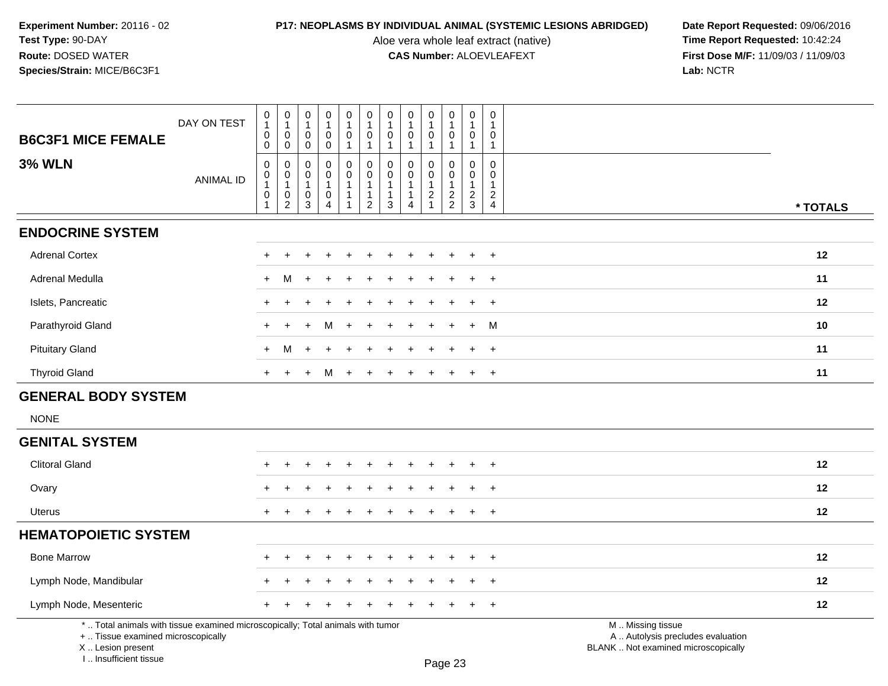**Experiment Number:** 20116 - 02
**Test Type:** 90-DAY
**Route:** DOSED WATER
**Species/Strain:** MICE/B6C3F1

**P17: NEOPLASMS BY INDIVIDUAL ANIMAL (SYSTEMIC LESIONS ABRIDGED)**
Aloe vera whole leaf extract (native)
**CAS Number:** ALOEVLEAFEXT

**Date Report Requested:** 09/06/2016
**Time Report Requested:** 10:42:24
**First Dose M/F:** 11/09/03 / 11/09/03
**Lab:** NCTR

| B6C3F1 MICE FEMALE / 3% WLN | | | | | | | | | | | | | |
|---|---|---|---|---|---|---|---|---|---|---|---|---|---|
| DAY ON TEST | 0100 | 0100 | 0100 | 0100 | 0101 | 0101 | 0101 | 0101 | 0101 | 0101 | 0101 | 0101 | |
| ANIMAL ID | 00101 | 00102 | 00103 | 00104 | 00111 | 00112 | 00113 | 00114 | 00121 | 00122 | 00123 | 00124 | * TOTALS |
| **ENDOCRINE SYSTEM** | | | | | | | | | | | | | |
| Adrenal Cortex | + | + | + | + | + | + | + | + | + | + | + | + | 12 |
| Adrenal Medulla | + | M | + | + | + | + | + | + | + | + | + | + | 11 |
| Islets, Pancreatic | + | + | + | + | + | + | + | + | + | + | + | + | 12 |
| Parathyroid Gland | + | + | + | M | + | + | + | + | + | + | + | M | 10 |
| Pituitary Gland | + | M | + | + | + | + | + | + | + | + | + | + | 11 |
| Thyroid Gland | + | + | + | M | + | + | + | + | + | + | + | + | 11 |
| **GENERAL BODY SYSTEM** | | | | | | | | | | | | | |
| NONE | | | | | | | | | | | | | |
| **GENITAL SYSTEM** | | | | | | | | | | | | | |
| Clitoral Gland | + | + | + | + | + | + | + | + | + | + | + | + | 12 |
| Ovary | + | + | + | + | + | + | + | + | + | + | + | + | 12 |
| Uterus | + | + | + | + | + | + | + | + | + | + | + | + | 12 |
| **HEMATOPOIETIC SYSTEM** | | | | | | | | | | | | | |
| Bone Marrow | + | + | + | + | + | + | + | + | + | + | + | + | 12 |
| Lymph Node, Mandibular | + | + | + | + | + | + | + | + | + | + | + | + | 12 |
| Lymph Node, Mesenteric | + | + | + | + | + | + | + | + | + | + | + | + | 12 |

* .. Total animals with tissue examined microscopically; Total animals with tumor
+ .. Tissue examined microscopically
X .. Lesion present
I .. Insufficient tissue

M .. Missing tissue
A .. Autolysis precludes evaluation
BLANK .. Not examined microscopically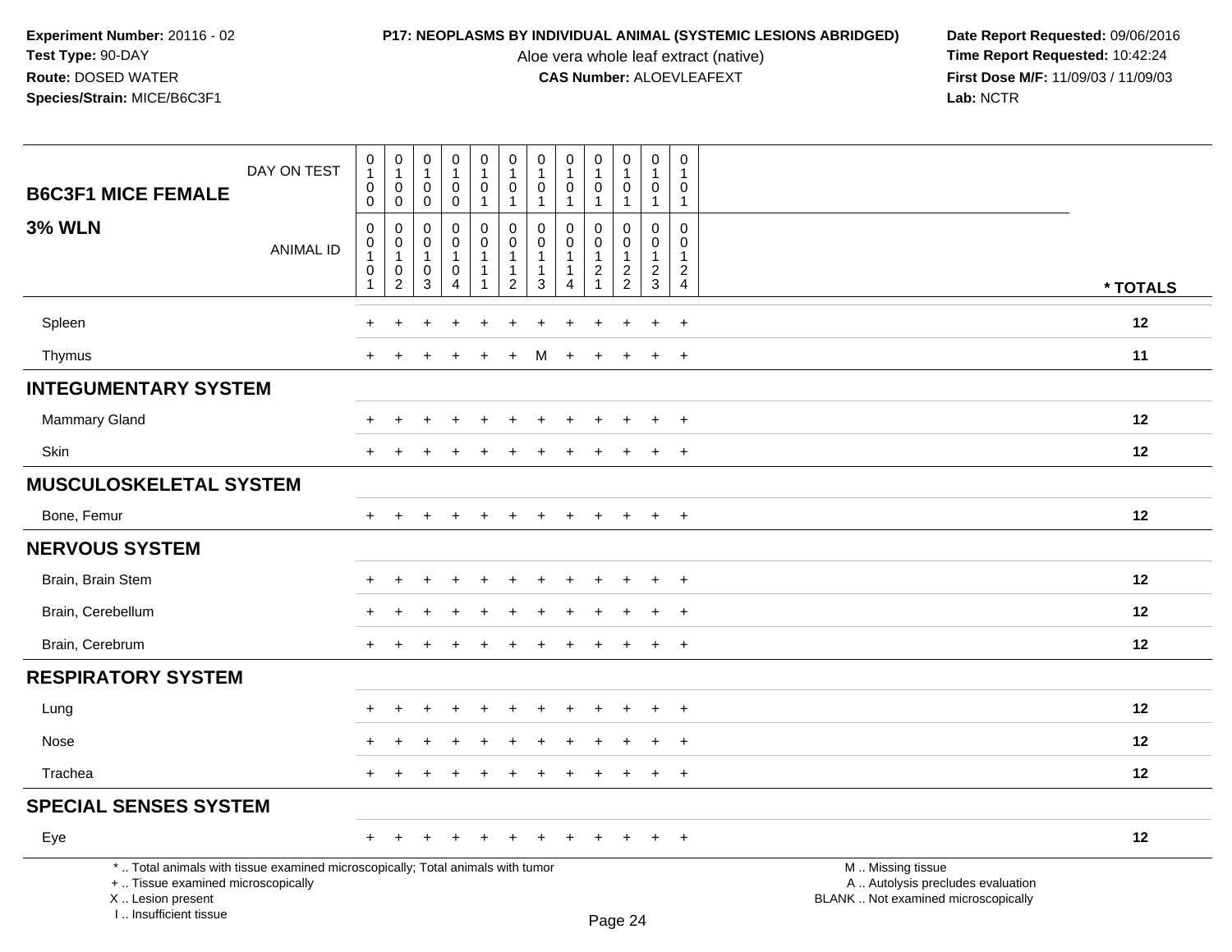**Experiment Number:** 20116 - 02
**Test Type:** 90-DAY
**Route:** DOSED WATER
**Species/Strain:** MICE/B6C3F1

**P17: NEOPLASMS BY INDIVIDUAL ANIMAL (SYSTEMIC LESIONS ABRIDGED)**
Aloe vera whole leaf extract (native)
**CAS Number:** ALOEVLEAFEXT

**Date Report Requested:** 09/06/2016
**Time Report Requested:** 10:42:24
**First Dose M/F:** 11/09/03 / 11/09/03
**Lab:** NCTR

| B6C3F1 MICE FEMALE | DAY ON TEST | 0100 | 0100 | 0100 | 0100 | 0101 | 0101 | 0101 | 0101 | 0101 | 0101 | 0101 | 0101 | |
|---|---|---|---|---|---|---|---|---|---|---|---|---|---|---|
| **3% WLN** | ANIMAL ID | 00101 | 00102 | 00103 | 00104 | 00111 | 00112 | 00113 | 00114 | 00121 | 00122 | 00123 | 00124 | * TOTALS |
| Spleen | | + | + | + | + | + | + | + | + | + | + | + | + | 12 |
| Thymus | | + | + | + | + | + | + | M | + | + | + | + | + | 11 |
| **INTEGUMENTARY SYSTEM** | | | | | | | | | | | | | | |
| Mammary Gland | | + | + | + | + | + | + | + | + | + | + | + | + | 12 |
| Skin | | + | + | + | + | + | + | + | + | + | + | + | + | 12 |
| **MUSCULOSKELETAL SYSTEM** | | | | | | | | | | | | | | |
| Bone, Femur | | + | + | + | + | + | + | + | + | + | + | + | + | 12 |
| **NERVOUS SYSTEM** | | | | | | | | | | | | | | |
| Brain, Brain Stem | | + | + | + | + | + | + | + | + | + | + | + | + | 12 |
| Brain, Cerebellum | | + | + | + | + | + | + | + | + | + | + | + | + | 12 |
| Brain, Cerebrum | | + | + | + | + | + | + | + | + | + | + | + | + | 12 |
| **RESPIRATORY SYSTEM** | | | | | | | | | | | | | | |
| Lung | | + | + | + | + | + | + | + | + | + | + | + | + | 12 |
| Nose | | + | + | + | + | + | + | + | + | + | + | + | + | 12 |
| Trachea | | + | + | + | + | + | + | + | + | + | + | + | + | 12 |
| **SPECIAL SENSES SYSTEM** | | | | | | | | | | | | | | |
| Eye | | + | + | + | + | + | + | + | + | + | + | + | + | 12 |

\* .. Total animals with tissue examined microscopically; Total animals with tumor
\+ .. Tissue examined microscopically
X .. Lesion present
I .. Insufficient tissue

M .. Missing tissue
A .. Autolysis precludes evaluation
BLANK .. Not examined microscopically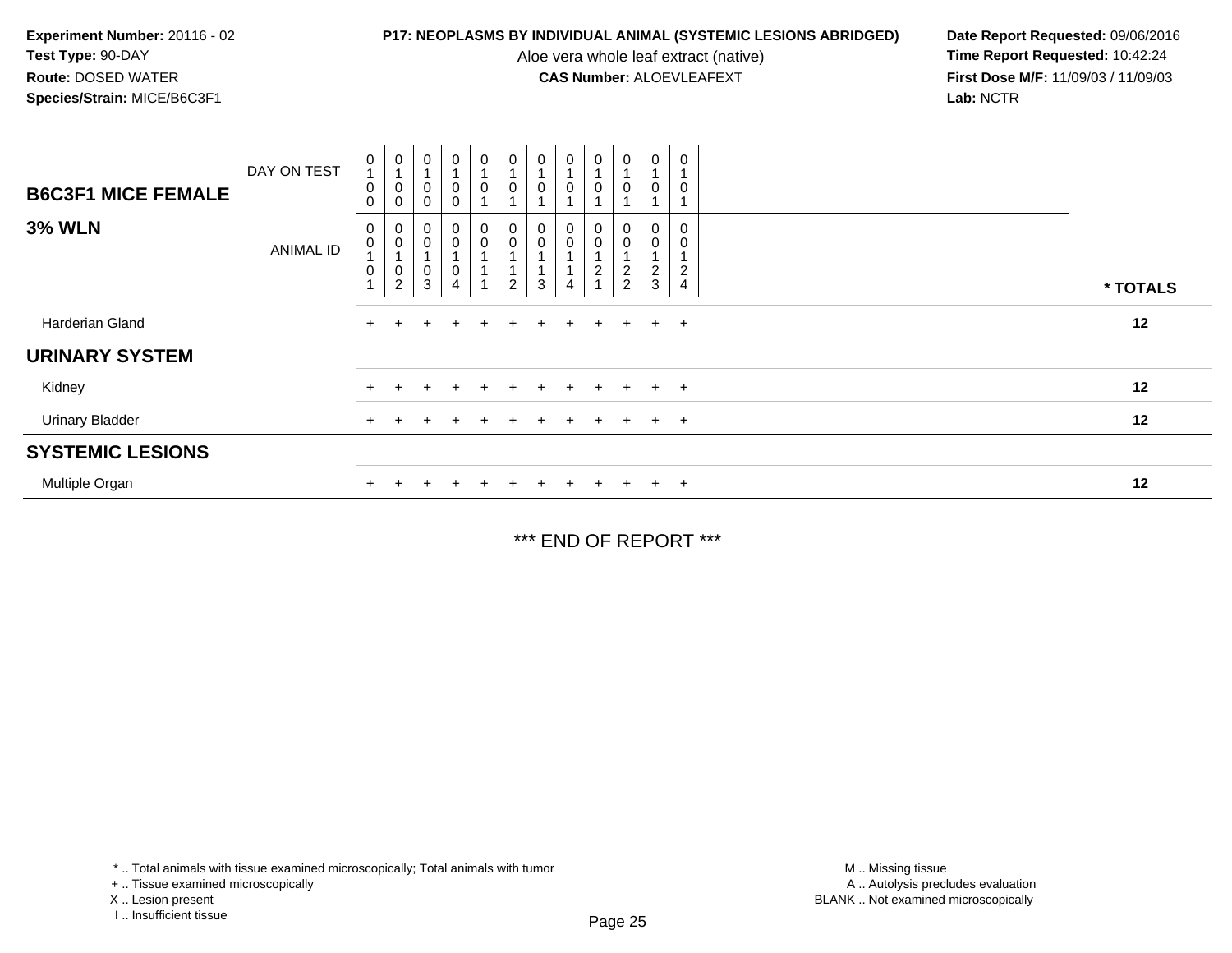**Experiment Number:** 20116 - 02
**Test Type:** 90-DAY
**Route:** DOSED WATER
**Species/Strain:** MICE/B6C3F1

**P17: NEOPLASMS BY INDIVIDUAL ANIMAL (SYSTEMIC LESIONS ABRIDGED)**
Aloe vera whole leaf extract (native)
**CAS Number:** ALOEVLEAFEXT

**Date Report Requested:** 09/06/2016
**Time Report Requested:** 10:42:24
**First Dose M/F:** 11/09/03 / 11/09/03
**Lab:** NCTR

| **B6C3F1 MICE FEMALE** DAY ON TEST | 0100 | 0100 | 0100 | 0100 | 0101 | 0101 | 0101 | 0101 | 0101 | 0101 | 0101 | 0101 | |
|---|---|---|---|---|---|---|---|---|---|---|---|---|---|
| **3% WLN** ANIMAL ID | 00101 | 00102 | 00103 | 00104 | 00111 | 00112 | 00113 | 00114 | 00121 | 00122 | 00123 | 00124 | *** TOTALS** |
| Harderian Gland | + | + | + | + | + | + | + | + | + | + | + | + | **12** |
| **URINARY SYSTEM** | | | | | | | | | | | | | |
| Kidney | + | + | + | + | + | + | + | + | + | + | + | + | **12** |
| Urinary Bladder | + | + | + | + | + | + | + | + | + | + | + | + | **12** |
| **SYSTEMIC LESIONS** | | | | | | | | | | | | | |
| Multiple Organ | + | + | + | + | + | + | + | + | + | + | + | + | **12** |

*** END OF REPORT ***

* .. Total animals with tissue examined microscopically; Total animals with tumor
+ .. Tissue examined microscopically
X .. Lesion present
I .. Insufficient tissue

M .. Missing tissue
A .. Autolysis precludes evaluation
BLANK .. Not examined microscopically